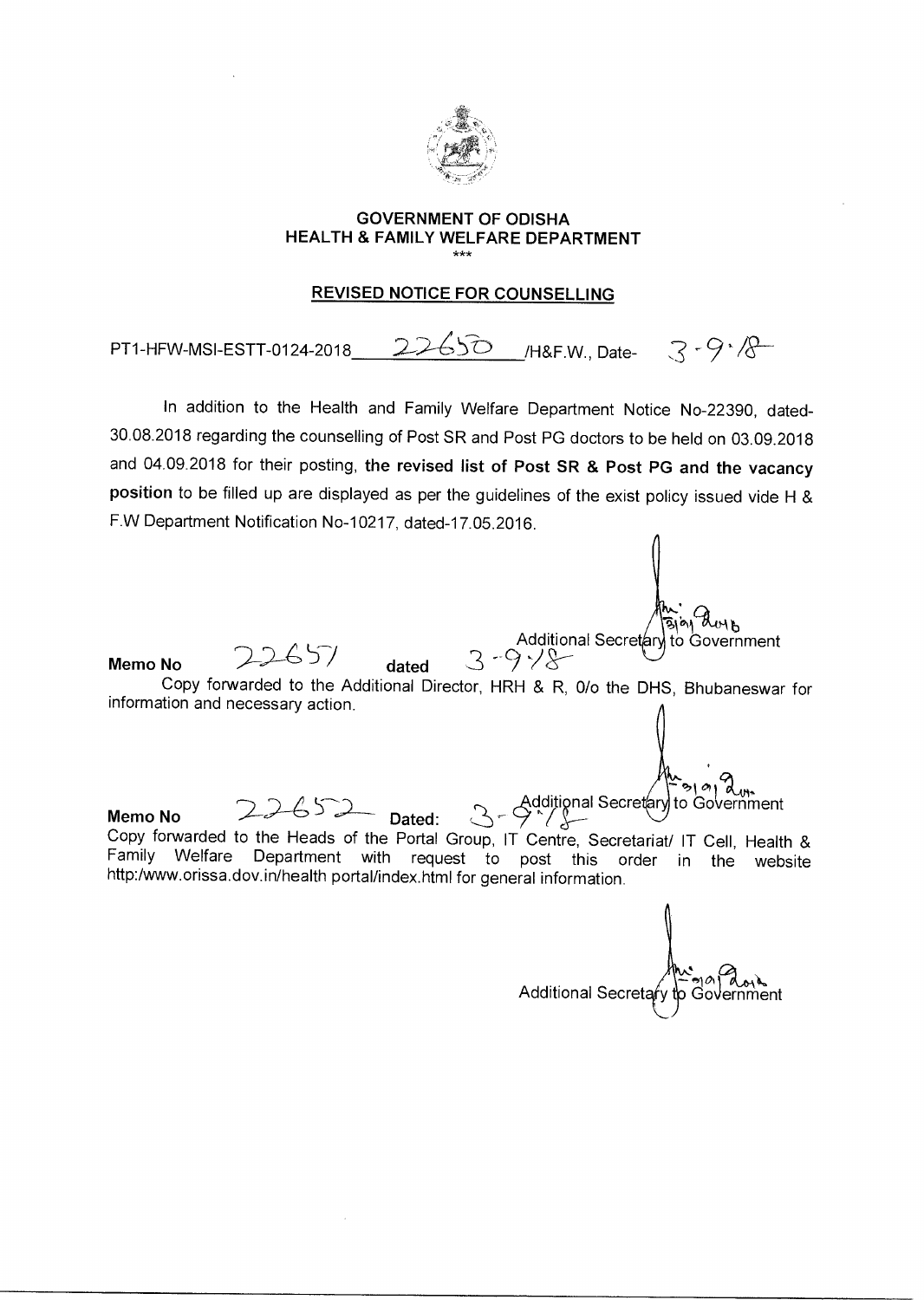**GOVERNMENT OF ODISHA**
**HEALTH & FAMILY WELFARE DEPARTMENT**

\*\*\*

**REVISED NOTICE FOR COUNSELLING**

PT1-HFW-MSI-ESTT-0124-2018 22650 /H&F.W., Date- 3-9-18

In addition to the Health and Family Welfare Department Notice No-22390, dated-30.08.2018 regarding the counselling of Post SR and Post PG doctors to be held on 03.09.2018 and 04.09.2018 for their posting, **the revised list of Post SR & Post PG and the vacancy position** to be filled up are displayed as per the guidelines of the exist policy issued vide H & F.W Department Notification No-10217, dated-17.05.2016.

Additional Secretary to Government

**Memo No** 22651 **dated** 3-9-18

Copy forwarded to the Additional Director, HRH & R, O/o the DHS, Bhubaneswar for information and necessary action.

Additional Secretary to Government

**Memo No** 22652 **Dated:** 3-9-18

Copy forwarded to the Heads of the Portal Group, IT Centre, Secretariat/ IT Cell, Health & Family Welfare Department with request to post this order in the website http:/www.orissa.dov.in/health portal/index.html for general information.

Additional Secretary to Government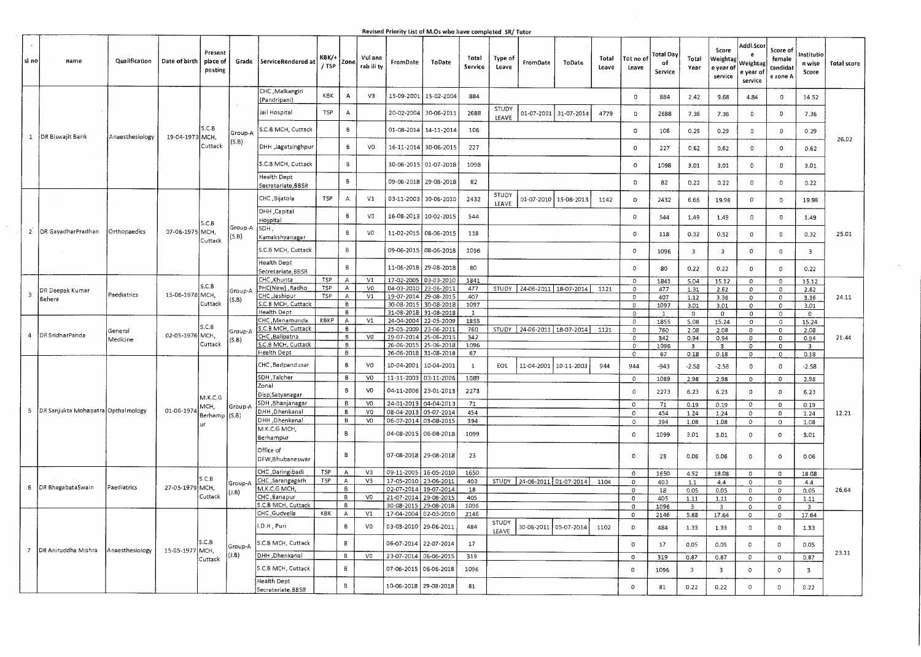Revised Priority List of M.Os who have completed SR/ Tutor

| sl no | name | Qualification | Date of birth | Present place of posting | Grade | ServiceRendered at | KBK/+ / TSP | Zone | Vulnerability | FromDate | ToDate | Total Service | Type of Leave | FromDate | ToDate | Total Leave | Tot no of Leave | Total Day of Service | Total Year | Score Weightage year of service | Addl.Score Weightage year of service | Score of female candidate zone A | Institution wise Score | Total score |
|---|---|---|---|---|---|---|---|---|---|---|---|---|---|---|---|---|---|---|---|---|---|---|---|---|
| 1 | DR Biswajit Barik | Anaesthesiology | 19-04-1973 | S.C.B MCH, Cuttack | Group-A (S.B) | CHC ,Malkangiri (Pandripani) | KBK | A | V3 | 15-09-2001 | 15-02-2004 | 884 | | | | | 0 | 884 | 2.42 | 9.68 | 4.84 | 0 | 14.52 | 26.02 |
| | | | | | | Jail Hospital | TSP | A | | 20-02-2004 | 30-06-2011 | 2688 | STUDY LEAVE | 01-07-2001 | 31-07-2014 | 4779 | 0 | 2688 | 7.36 | 7.36 | 0 | 0 | 7.36 | |
| | | | | | | S.C.B MCH, Cuttack | | B | | 01-08-2014 | 14-11-2014 | 106 | | | | | 0 | 106 | 0.29 | 0.29 | 0 | 0 | 0.29 | |
| | | | | | | DHH ,Jagatsinghpur | | B | V0 | 16-11-2014 | 30-06-2015 | 227 | | | | | 0 | 227 | 0.62 | 0.62 | 0 | 0 | 0.62 | |
| | | | | | | S.C.B MCH, Cuttack | | B | | 30-06-2015 | 01-07-2018 | 1098 | | | | | 0 | 1098 | 3.01 | 3.01 | 0 | 0 | 3.01 | |
| | | | | | | Health Dept Secretariate,BBSR | | B | | 09-06-2018 | 29-08-2018 | 82 | | | | | 0 | 82 | 0.22 | 0.22 | 0 | 0 | 0.22 | |
| 2 | DR GayadharPradhan | Orthopaedics | 07-06-1975 | S.C.B MCH, Cuttack | Group-A (S.B) | CHC ,Bijatola | TSP | A | V1 | 03-11-2003 | 30-06-2010 | 2432 | STUDY LEAVE | 01-07-2010 | 15-08-2013 | 1142 | 0 | 2432 | 6.66 | 19.98 | 0 | 0 | 19.98 | 25.01 |
| | | | | | | DHH ,Capital Hospital | | B | V0 | 16-08-2013 | 10-02-2015 | 544 | | | | | 0 | 544 | 1.49 | 1.49 | 0 | 0 | 1.49 | |
| | | | | | | SDH , Kamakshyanagar | | B | V0 | 11-02-2015 | 08-06-2015 | 118 | | | | | 0 | 118 | 0.32 | 0.32 | 0 | 0 | 0.32 | |
| | | | | | | S.C.B MCH, Cuttack | | B | | 09-06-2015 | 08-06-2018 | 1096 | | | | | 0 | 1096 | 3 | 3 | 0 | 0 | 3 | |
| | | | | | | Health Dept Secretariate,BBSR | | B | | 11-06-2018 | 29-08-2018 | 80 | | | | | 0 | 80 | 0.22 | 0.22 | 0 | 0 | 0.22 | |
| 3 | DR Deepak Kumar Behera | Paediatrics | 15-06-1978 | S.C.B MCH, Cuttack | Group-A (S.B) | CHC ,Khunta | TSP | A | V1 | 17-02-2005 | 03-03-2010 | 1841 | | | | | 0 | 1841 | 5.04 | 15.12 | 0 | 0 | 15.12 | 24.11 |
| | | | | | | PHC(New) ,Radho | TSP | A | V0 | 04-03-2010 | 23-06-2011 | 477 | STUDY | 24-06-2011 | 18-07-2014 | 1121 | 0 | 477 | 1.31 | 2.62 | 0 | 0 | 2.62 | |
| | | | | | | CHC ,Jashipur | TSP | A | V1 | 19-07-2014 | 29-08-2015 | 407 | | | | | 0 | 407 | 1.12 | 3.36 | 0 | 0 | 3.36 | |
| | | | | | | S.C.B MCH, Cuttack | | B | | 30-08-2015 | 30-08-2018 | 1097 | | | | | 0 | 1097 | 3.01 | 3.01 | 0 | 0 | 3.01 | |
| | | | | | | Health Dept | | B | | 31-08-2018 | 31-08-2018 | 1 | | | | | 0 | 1 | 0 | 0 | 0 | 0 | 0 | |
| 4 | DR SridharPanda | General Medicine | 02-05-1976 | S.C.B MCH, Cuttack | Group-A (S.B) | CHC ,Manamunda | KBKP | A | V1 | 24-04-2004 | 22-05-2009 | 1855 | | | | | 0 | 1855 | 5.08 | 15.24 | 0 | 0 | 15.24 | 21.44 |
| | | | | | | S.C.B MCH, Cuttack | | B | | 25-05-2009 | 23-06-2011 | 760 | STUDY | 24-06-2011 | 18-07-2014 | 1121 | 0 | 760 | 2.08 | 2.08 | 0 | 0 | 2.08 | |
| | | | | | | CHC ,Balipatna | | B | V0 | 19-07-2014 | 25-06-2015 | 342 | | | | | 0 | 342 | 0.94 | 0.94 | 0 | 0 | 0.94 | |
| | | | | | | S.C.B MCH, Cuttack | | B | | 26-06-2015 | 25-06-2018 | 1096 | | | | | 0 | 1096 | 3 | 3 | 0 | 0 | 3 | |
| | | | | | | Health Dept | | B | | 26-06-2018 | 31-08-2018 | 67 | | | | | 0 | 67 | 0.18 | 0.18 | 0 | 0 | 0.18 | |
| 5 | DR Sanjukta Mohapatra | Opthalmology | 01-06-1974 | M.K.C.G MCH, Berhampur | Group-A (S.B) | CHC ,Badpandusar | | B | V0 | 10-04-2001 | 10-04-2001 | 1 | EOL | 11-04-2001 | 10-11-2003 | 944 | 944 | -943 | -2.58 | -2.58 | 0 | 0 | -2.58 | 12.21 |
| | | | | | | SDH ,Talcher | | B | V0 | 11-11-2003 | 03-11-2006 | 1089 | | | | | 0 | 1089 | 2.98 | 2.98 | 0 | 0 | 2.98 | |
| | | | | | | Zonal Disp,Satyanagar | | B | V0 | 04-11-2006 | 23-01-2013 | 2273 | | | | | 0 | 2273 | 6.23 | 6.23 | 0 | 0 | 6.23 | |
| | | | | | | SDH ,Bhanjanagar | | B | V0 | 24-01-2013 | 04-04-2013 | 71 | | | | | 0 | 71 | 0.19 | 0.19 | 0 | 0 | 0.19 | |
| | | | | | | DHH ,Dhenkanal | | B | V0 | 08-04-2013 | 05-07-2014 | 454 | | | | | 0 | 454 | 1.24 | 1.24 | 0 | 0 | 1.24 | |
| | | | | | | DHH ,Dhenkanal | | B | V0 | 06-07-2014 | 03-08-2015 | 394 | | | | | 0 | 394 | 1.08 | 1.08 | 0 | 0 | 1.08 | |
| | | | | | | M.K.C.G MCH, Berhampur | | B | | 04-08-2015 | 06-08-2018 | 1099 | | | | | 0 | 1099 | 3.01 | 3.01 | 0 | 0 | 3.01 | |
| | | | | | | Office of DFW,Bhubaneswar | | B | | 07-08-2018 | 29-08-2018 | 23 | | | | | 0 | 23 | 0.06 | 0.06 | 0 | 0 | 0.06 | |
| 6 | DR BhagabataSwain | Paediatrics | 27-05-1979 | S.C.B MCH, Cuttack | Group-A (J.B) | CHC ,Daringibadi | TSP | A | V3 | 09-11-2005 | 16-05-2010 | 1650 | | | | | 0 | 1650 | 4.52 | 18.08 | 0 | 0 | 18.08 | 26.64 |
| | | | | | | CHC ,Sarangagarh | TSP | A | V3 | 17-05-2010 | 23-06-2011 | 403 | STUDY | 24-06-2011 | 01-07-2014 | 1104 | 0 | 403 | 1.1 | 4.4 | 0 | 0 | 4.4 | |
| | | | | | | M.K.C.G MCH, | | B | | 02-07-2014 | 19-07-2014 | 18 | | | | | 0 | 18 | 0.05 | 0.05 | 0 | 0 | 0.05 | |
| | | | | | | CHC ,Banapur | | B | V0 | 21-07-2014 | 29-08-2015 | 405 | | | | | 0 | 405 | 1.11 | 1.11 | 0 | 0 | 1.11 | |
| | | | | | | S.C.B MCH, Cuttack | | B | | 30-08-2015 | 29-08-2018 | 1096 | | | | | 0 | 1096 | 3 | 3 | 0 | 0 | 3 | |
| 7 | DR Aniruddha Mishra | Anaesthesiology | 15-05-1977 | S.C.B MCH, Cuttack | Group-A (J.B) | CHC ,Gudvella | KBK | A | V1 | 17-04-2004 | 02-03-2010 | 2146 | | | | | 0 | 2146 | 5.88 | 17.64 | 0 | 0 | 17.64 | 23.11 |
| | | | | | | I.D.H , Puri | | B | V0 | 03-03-2010 | 29-06-2011 | 484 | STUDY LEAVE | 30-06-2011 | 05-07-2014 | 1102 | 0 | 484 | 1.33 | 1.33 | 0 | 0 | 1.33 | |
| | | | | | | S.C.B MCH, Cuttack | | B | | 06-07-2014 | 22-07-2014 | 17 | | | | | 0 | 17 | 0.05 | 0.05 | 0 | 0 | 0.05 | |
| | | | | | | DHH ,Dhenkanal | | B | V0 | 23-07-2014 | 06-06-2015 | 319 | | | | | 0 | 319 | 0.87 | 0.87 | 0 | 0 | 0.87 | |
| | | | | | | S.C.B MCH, Cuttack | | B | | 07-06-2015 | 06-06-2018 | 1096 | | | | | 0 | 1096 | 3 | 3 | 0 | 0 | 3 | |
| | | | | | | Health Dept Secretariate,BBSR | | B | | 10-06-2018 | 29-08-2018 | 81 | | | | | 0 | 81 | 0.22 | 0.22 | 0 | 0 | 0.22 | |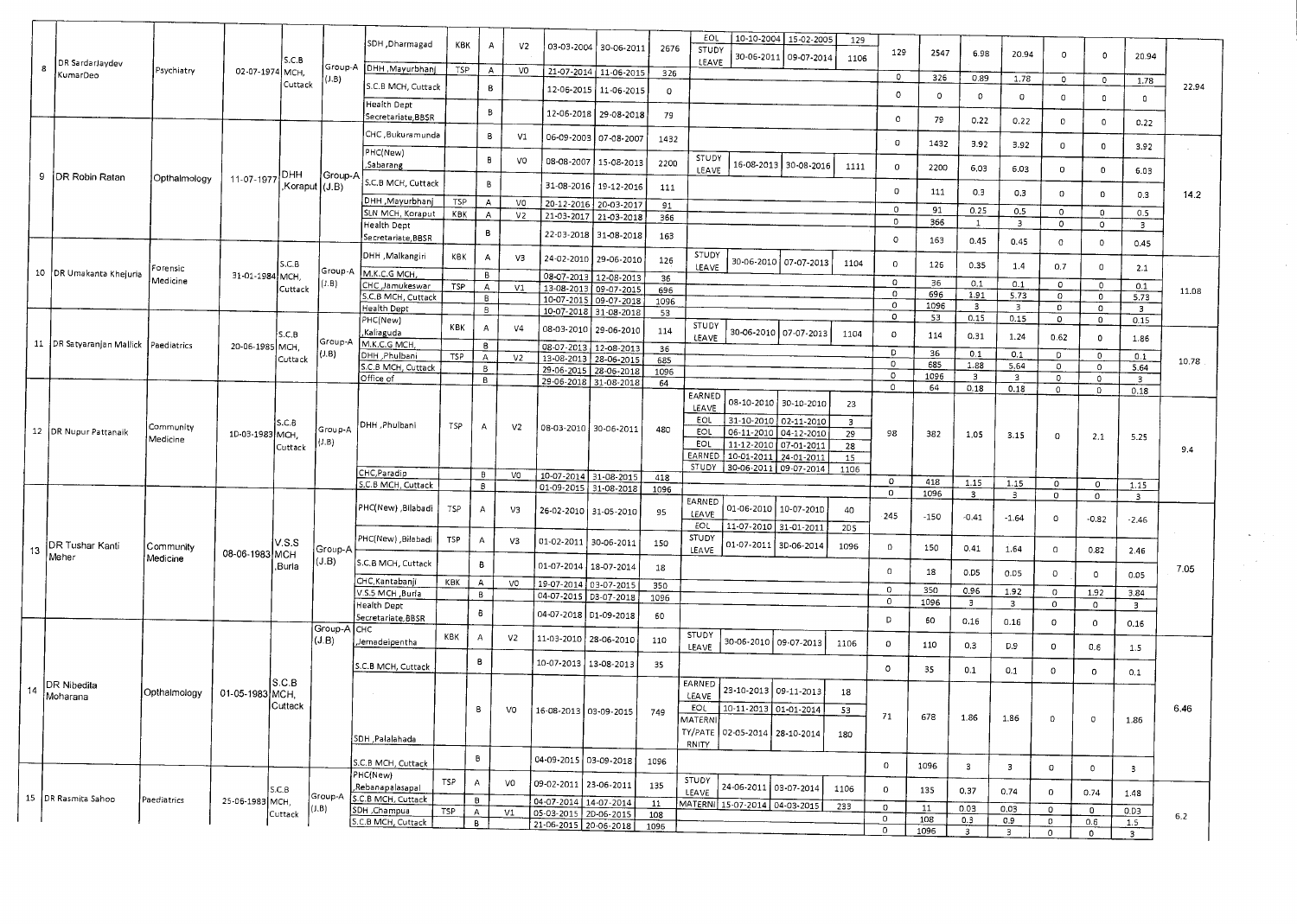| | | | | | | | | | | | | | | | | | | | | | | | | |
|---|---|---|---|---|---|---|---|---|---|---|---|---|---|---|---|---|---|---|---|---|---|---|---|---|
| 8 | DR SardarJaydev KumarDeo | Psychiatry | 02-07-1974 | S.C.B MCH, Cuttack | Group-A (J.B) | SDH ,Dharmagad | KBK | A | V2 | 03-03-2004 | 30-06-2011 | 2676 | EOL | 10-10-2004 | 15-02-2005 | 129 | 129 | 2547 | 6.98 | 20.94 | 0 | 0 | 20.94 | 22.94 |
| | | | | | | | | | | | | | STUDY LEAVE | 30-06-2011 | 09-07-2014 | 1106 | | | | | | | | |
| | | | | | | DHH ,Mayurbhanj | TSP | A | V0 | 21-07-2014 | 11-06-2015 | 326 | | | | | 0 | 326 | 0.89 | 1.78 | 0 | 0 | 1.78 | |
| | | | | | | S.C.B MCH, Cuttack | | B | | 12-06-2015 | 11-06-2015 | 0 | | | | | 0 | 0 | 0 | 0 | 0 | 0 | 0 | |
| | | | | | | Health Dept Secretariate,BBSR | | B | | 12-06-2018 | 29-08-2018 | 79 | | | | | 0 | 79 | 0.22 | 0.22 | 0 | 0 | 0.22 | |
| 9 | DR Robin Ratan | Opthalmology | 11-07-1977 | DHH ,Koraput | Group-A (J.B) | CHC ,Bukuramunda | | B | V1 | 06-09-2003 | 07-08-2007 | 1432 | | | | | 0 | 1432 | 3.92 | 3.92 | 0 | 0 | 3.92 | 14.2 |
| | | | | | | PHC(New) ,Sabarang | | B | V0 | 08-08-2007 | 15-08-2013 | 2200 | STUDY LEAVE | 16-08-2013 | 30-08-2016 | 1111 | 0 | 2200 | 6.03 | 6.03 | 0 | 0 | 6.03 | |
| | | | | | | S.C.B MCH, Cuttack | | B | | 31-08-2016 | 19-12-2016 | 111 | | | | | 0 | 111 | 0.3 | 0.3 | 0 | 0 | 0.3 | |
| | | | | | | DHH ,Mayurbhanj | TSP | A | V0 | 20-12-2016 | 20-03-2017 | 91 | | | | | 0 | 91 | 0.25 | 0.5 | 0 | 0 | 0.5 | |
| | | | | | | SLN MCH, Koraput | KBK | A | V2 | 21-03-2017 | 21-03-2018 | 366 | | | | | 0 | 366 | 1 | 3 | 0 | 0 | 3 | |
| | | | | | | Health Dept Secretariate,BBSR | | B | | 22-03-2018 | 31-08-2018 | 163 | | | | | 0 | 163 | 0.45 | 0.45 | 0 | 0 | 0.45 | |
| 10 | DR Umakanta Khejuria | Forensic Medicine | 31-01-1984 | S.C.B MCH, Cuttack | Group-A (J.B) | DHH ,Malkangiri | KBK | A | V3 | 24-02-2010 | 29-06-2010 | 126 | STUDY LEAVE | 30-06-2010 | 07-07-2013 | 1104 | 0 | 126 | 0.35 | 1.4 | 0.7 | 0 | 2.1 | 11.08 |
| | | | | | | M.K.C.G MCH, | | B | | 08-07-2013 | 12-08-2013 | 36 | | | | | 0 | 36 | 0.1 | 0.1 | 0 | 0 | 0.1 | |
| | | | | | | CHC ,Jamukeswar | TSP | A | V1 | 13-08-2013 | 09-07-2015 | 696 | | | | | 0 | 696 | 1.91 | 5.73 | 0 | 0 | 5.73 | |
| | | | | | | S.C.B MCH, Cuttack | | B | | 10-07-2015 | 09-07-2018 | 1096 | | | | | 0 | 1096 | 3 | 3 | 0 | 0 | 3 | |
| | | | | | | Health Dept | | B | | 10-07-2018 | 31-08-2018 | 53 | | | | | 0 | 53 | 0.15 | 0.15 | 0 | 0 | 0.15 | |
| 11 | DR Satyaranjan Mallick | Paediatrics | 20-06-1985 | S.C.B MCH, Cuttack | Group-A (J.B) | PHC(New) ,Kaliaguda | KBK | A | V4 | 08-03-2010 | 29-06-2010 | 114 | STUDY LEAVE | 30-06-2010 | 07-07-2013 | 1104 | 0 | 114 | 0.31 | 1.24 | 0.62 | 0 | 1.86 | 10.78 |
| | | | | | | M.K.C.G MCH, | | B | | 08-07-2013 | 12-08-2013 | 36 | | | | | 0 | 36 | 0.1 | 0.1 | 0 | 0 | 0.1 | |
| | | | | | | DHH ,Phulbani | TSP | A | V2 | 13-08-2013 | 28-06-2015 | 685 | | | | | 0 | 685 | 1.88 | 5.64 | 0 | 0 | 5.64 | |
| | | | | | | S.C.B MCH, Cuttack | | B | | 29-06-2015 | 28-06-2018 | 1096 | | | | | 0 | 1096 | 3 | 3 | 0 | 0 | 3 | |
| | | | | | | Office of | | B | | 29-06-2018 | 31-08-2018 | 64 | | | | | 0 | 64 | 0.18 | 0.18 | 0 | 0 | 0.18 | |
| 12 | DR Nupur Pattanaik | Community Medicine | 10-03-1983 | S.C.B MCH, Cuttack | Group-A (J.B) | DHH ,Phulbani | TSP | A | V2 | 08-03-2010 | 30-06-2011 | 480 | EARNED LEAVE | 08-10-2010 | 30-10-2010 | 23 | 98 | 382 | 1.05 | 3.15 | 0 | 2.1 | 5.25 | 9.4 |
| | | | | | | | | | | | | | EOL | 31-10-2010 | 02-11-2010 | 3 | | | | | | | | |
| | | | | | | | | | | | | | EOL | 06-11-2010 | 04-12-2010 | 29 | | | | | | | | |
| | | | | | | | | | | | | | EOL | 11-12-2010 | 07-01-2011 | 28 | | | | | | | | |
| | | | | | | | | | | | | | EARNED | 10-01-2011 | 24-01-2011 | 15 | | | | | | | | |
| | | | | | | | | | | | | | STUDY | 30-06-2011 | 09-07-2014 | 1106 | | | | | | | | |
| | | | | | | CHC,Paradip | | B | V0 | 10-07-2014 | 31-08-2015 | 418 | | | | | 0 | 418 | 1.15 | 1.15 | 0 | 0 | 1.15 | |
| | | | | | | S.C.B MCH, Cuttack | | B | | 01-09-2015 | 31-08-2018 | 1096 | | | | | 0 | 1096 | 3 | 3 | 0 | 0 | 3 | |
| 13 | DR Tushar Kanti Meher | Community Medicine | 08-06-1983 | V.S.S MCH ,Burla | Group-A (J.B) | PHC(New) ,Bilabadi | TSP | A | V3 | 26-02-2010 | 31-05-2010 | 95 | EARNED LEAVE | 01-06-2010 | 10-07-2010 | 40 | 245 | -150 | -0.41 | -1.64 | 0 | -0.82 | -2.46 | 7.05 |
| | | | | | | | | | | | | | EOL | 11-07-2010 | 31-01-2011 | 205 | | | | | | | | |
| | | | | | | PHC(New) ,Bilabadi | TSP | A | V3 | 01-02-2011 | 30-06-2011 | 150 | STUDY LEAVE | 01-07-2011 | 30-06-2014 | 1096 | 0 | 150 | 0.41 | 1.64 | 0 | 0.82 | 2.46 | |
| | | | | | | S.C.B MCH, Cuttack | | B | | 01-07-2014 | 18-07-2014 | 18 | | | | | 0 | 18 | 0.05 | 0.05 | 0 | 0 | 0.05 | |
| | | | | | | CHC,Kantabanji | KBK | A | V0 | 19-07-2014 | 03-07-2015 | 350 | | | | | 0 | 350 | 0.96 | 1.92 | 0 | 1.92 | 3.84 | |
| | | | | | | V.S.S MCH ,Burla | | B | | 04-07-2015 | 03-07-2018 | 1096 | | | | | 0 | 1096 | 3 | 3 | 0 | 0 | 3 | |
| | | | | | | Health Dept Secretariate,BBSR | | B | | 04-07-2018 | 01-09-2018 | 60 | | | | | 0 | 60 | 0.16 | 0.16 | 0 | 0 | 0.16 | |
| 14 | DR Nibedita Moharana | Opthalmology | 01-05-1983 | S.C.B MCH, Cuttack | Group-A (J.B) | CHC ,Jemadeipentha | KBK | A | V2 | 11-03-2010 | 28-06-2010 | 110 | STUDY LEAVE | 30-06-2010 | 09-07-2013 | 1106 | 0 | 110 | 0.3 | 0.9 | 0 | 0.6 | 1.5 | 6.46 |
| | | | | | | S.C.B MCH, Cuttack | | B | | 10-07-2013 | 13-08-2013 | 35 | | | | | 0 | 35 | 0.1 | 0.1 | 0 | 0 | 0.1 | |
| | | | | | | SDH ,Palalahada | | B | V0 | 16-08-2013 | 03-09-2015 | 749 | EARNED LEAVE | 23-10-2013 | 09-11-2013 | 18 | 71 | 678 | 1.86 | 1.86 | 0 | 0 | 1.86 | |
| | | | | | | | | | | | | | EOL | 10-11-2013 | 01-01-2014 | 53 | | | | | | | | |
| | | | | | | | | | | | | | MATERNITY/PATERNITY | 02-05-2014 | 28-10-2014 | 180 | | | | | | | | |
| | | | | | | S.C.B MCH, Cuttack | | B | | 04-09-2015 | 03-09-2018 | 1096 | | | | | 0 | 1096 | 3 | 3 | 0 | 0 | 3 | |
| 15 | DR Rasmita Sahoo | Paediatrics | 25-06-1983 | S.C.B MCH, Cuttack | Group-A (J.B) | PHC(New) ,Rebanapalasapal | TSP | A | V0 | 09-02-2011 | 23-06-2011 | 135 | STUDY LEAVE | 24-06-2011 | 03-07-2014 | 1106 | 0 | 135 | 0.37 | 0.74 | 0 | 0.74 | 1.48 | 6.2 |
| | | | | | | S.C.B MCH, Cuttack | | B | | 04-07-2014 | 14-07-2014 | 11 | MATERNI | 15-07-2014 | 04-03-2015 | 233 | 0 | 11 | 0.03 | 0.03 | 0 | 0 | 0.03 | |
| | | | | | | SDH ,Champua | TSP | A | V1 | 05-03-2015 | 20-06-2015 | 108 | | | | | 0 | 108 | 0.3 | 0.9 | 0 | 0.6 | 1.5 | |
| | | | | | | S.C.B MCH, Cuttack | | B | | 21-06-2015 | 20-06-2018 | 1096 | | | | | 0 | 1096 | 3 | 3 | 0 | 0 | 3 | |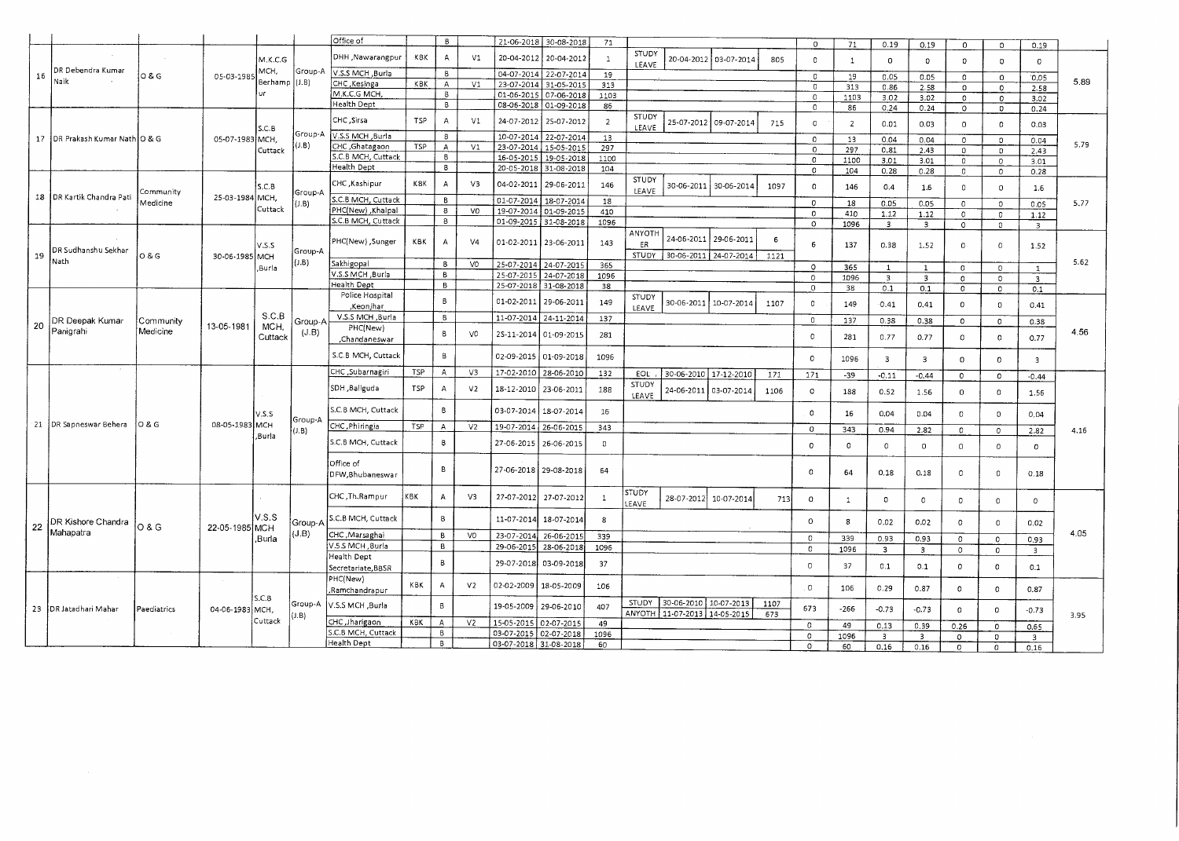| | | | | | | | | | | | | | | | | | | | | | | | | |
|---|---|---|---|---|---|---|---|---|---|---|---|---|---|---|---|---|---|---|---|---|---|---|---|---|
| | | | | | | Office of | | B | | 21-06-2018 | 30-08-2018 | 71 | | | | | 0 | 71 | 0.19 | 0.19 | 0 | 0 | 0.19 | |
| 16 | DR Debendra Kumar Naik | O & G | 05-03-1985 | M.K.C.G MCH, Berhampur | Group-A (J.B) | DHH ,Nawarangpur | KBK | A | V1 | 20-04-2012 | 20-04-2012 | 1 | STUDY LEAVE | 20-04-2012 | 03-07-2014 | 805 | 0 | 1 | 0 | 0 | 0 | 0 | 0 | 5.89 |
| | | | | | | V.S.S MCH ,Burla | | B | | 04-07-2014 | 22-07-2014 | 19 | | | | | 0 | 19 | 0.05 | 0.05 | 0 | 0 | 0.05 | |
| | | | | | | CHC ,Kesinga | KBK | A | V1 | 23-07-2014 | 31-05-2015 | 313 | | | | | 0 | 313 | 0.86 | 2.58 | 0 | 0 | 2.58 | |
| | | | | | | M.K.C.G MCH, | | B | | 01-06-2015 | 07-06-2018 | 1103 | | | | | 0 | 1103 | 3.02 | 3.02 | 0 | 0 | 3.02 | |
| | | | | | | Health Dept | | B | | 08-06-2018 | 01-09-2018 | 86 | | | | | 0 | 86 | 0.24 | 0.24 | 0 | 0 | 0.24 | |
| 17 | DR Prakash Kumar Nath | O & G | 05-07-1983 | S.C.B MCH, Cuttack | Group-A (J.B) | CHC ,Sirsa | TSP | A | V1 | 24-07-2012 | 25-07-2012 | 2 | STUDY LEAVE | 25-07-2012 | 09-07-2014 | 715 | 0 | 2 | 0.01 | 0.03 | 0 | 0 | 0.03 | 5.79 |
| | | | | | | V.S.S MCH ,Burla | | B | | 10-07-2014 | 22-07-2014 | 13 | | | | | 0 | 13 | 0.04 | 0.04 | 0 | 0 | 0.04 | |
| | | | | | | CHC ,Ghatagaon | TSP | A | V1 | 23-07-2014 | 15-05-2015 | 297 | | | | | 0 | 297 | 0.81 | 2.43 | 0 | 0 | 2.43 | |
| | | | | | | S.C.B MCH, Cuttack | | B | | 16-05-2015 | 19-05-2018 | 1100 | | | | | 0 | 1100 | 3.01 | 3.01 | 0 | 0 | 3.01 | |
| | | | | | | Health Dept | | B | | 20-05-2018 | 31-08-2018 | 104 | | | | | 0 | 104 | 0.28 | 0.28 | 0 | 0 | 0.28 | |
| 18 | DR Kartik Chandra Pati | Community Medicine | 25-03-1984 | S.C.B MCH, Cuttack | Group-A (J.B) | CHC ,Kashipur | KBK | A | V3 | 04-02-2011 | 29-06-2011 | 146 | STUDY LEAVE | 30-06-2011 | 30-06-2014 | 1097 | 0 | 146 | 0.4 | 1.6 | 0 | 0 | 1.6 | 5.77 |
| | | | | | | S.C.B MCH, Cuttack | | B | | 01-07-2014 | 18-07-2014 | 18 | | | | | 0 | 18 | 0.05 | 0.05 | 0 | 0 | 0.05 | |
| | | | | | | PHC(New) ,Khalpal | | B | V0 | 19-07-2014 | 01-09-2015 | 410 | | | | | 0 | 410 | 1.12 | 1.12 | 0 | 0 | 1.12 | |
| | | | | | | S.C.B MCH, Cuttack | | B | | 01-09-2015 | 31-08-2018 | 1096 | | | | | 0 | 1096 | 3 | 3 | 0 | 0 | 3 | |
| 19 | DR Sudhanshu Sekhar Nath | O & G | 30-06-1985 | V.S.S MCH ,Burla | Group-A (J.B) | PHC(New) ,Sunger | KBK | A | V4 | 01-02-2011 | 23-06-2011 | 143 | ANYOTHER<br>STUDY | 24-06-2011<br>30-06-2011 | 29-06-2011<br>24-07-2014 | 6<br>1121 | 6 | 137 | 0.38 | 1.52 | 0 | 0 | 1.52 | 5.62 |
| | | | | | | Sakhigopal | | B | V0 | 25-07-2014 | 24-07-2015 | 365 | | | | | 0 | 365 | 1 | 1 | 0 | 0 | 1 | |
| | | | | | | V.S.S MCH ,Burla | | B | | 25-07-2015 | 24-07-2018 | 1096 | | | | | 0 | 1096 | 3 | 3 | 0 | 0 | 3 | |
| | | | | | | Health Dept | | B | | 25-07-2018 | 31-08-2018 | 38 | | | | | 0 | 38 | 0.1 | 0.1 | 0 | 0 | 0.1 | |
| 20 | DR Deepak Kumar Panigrahi | Community Medicine | 13-05-1981 | S.C.B MCH, Cuttack | Group-A (J.B) | Police Hospital ,Keonjhar | | B | | 01-02-2011 | 29-06-2011 | 149 | STUDY LEAVE | 30-06-2011 | 10-07-2014 | 1107 | 0 | 149 | 0.41 | 0.41 | 0 | 0 | 0.41 | 4.56 |
| | | | | | | V.S.S MCH ,Burla | | B | | 11-07-2014 | 24-11-2014 | 137 | | | | | 0 | 137 | 0.38 | 0.38 | 0 | 0 | 0.38 | |
| | | | | | | PHC(New) ,Chandaneswar | | B | V0 | 25-11-2014 | 01-09-2015 | 281 | | | | | 0 | 281 | 0.77 | 0.77 | 0 | 0 | 0.77 | |
| | | | | | | S.C.B MCH, Cuttack | | B | | 02-09-2015 | 01-09-2018 | 1096 | | | | | 0 | 1096 | 3 | 3 | 0 | 0 | 3 | |
| 21 | DR Sapneswar Behera | O & G | 08-05-1983 | V.S.S MCH ,Burla | Group-A (J.B) | CHC ,Subarnagiri | TSP | A | V3 | 17-02-2010 | 28-06-2010 | 132 | EOL | 30-06-2010 | 17-12-2010 | 171 | 171 | -39 | -0.11 | -0.44 | 0 | 0 | -0.44 | 4.16 |
| | | | | | | SDH ,Baliguda | TSP | A | V2 | 18-12-2010 | 23-06-2011 | 188 | STUDY LEAVE | 24-06-2011 | 03-07-2014 | 1106 | 0 | 188 | 0.52 | 1.56 | 0 | 0 | 1.56 | |
| | | | | | | S.C.B MCH, Cuttack | | B | | 03-07-2014 | 18-07-2014 | 16 | | | | | 0 | 16 | 0.04 | 0.04 | 0 | 0 | 0.04 | |
| | | | | | | CHC ,Phiringia | TSP | A | V2 | 19-07-2014 | 26-06-2015 | 343 | | | | | 0 | 343 | 0.94 | 2.82 | 0 | 0 | 2.82 | |
| | | | | | | S.C.B MCH, Cuttack | | B | | 27-06-2015 | 26-06-2015 | 0 | | | | | 0 | 0 | 0 | 0 | 0 | 0 | 0 | |
| | | | | | | Office of DFW,Bhubaneswar | | B | | 27-06-2018 | 29-08-2018 | 64 | | | | | 0 | 64 | 0.18 | 0.18 | 0 | 0 | 0.18 | |
| 22 | DR Kishore Chandra Mahapatra | O & G | 22-05-1985 | V.S.S MCH ,Burla | Group-A (J.B) | CHC ,Th.Rampur | KBK | A | V3 | 27-07-2012 | 27-07-2012 | 1 | STUDY LEAVE | 28-07-2012 | 10-07-2014 | 713 | 0 | 1 | 0 | 0 | 0 | 0 | 0 | 4.05 |
| | | | | | | S.C.B MCH, Cuttack | | B | | 11-07-2014 | 18-07-2014 | 8 | | | | | 0 | 8 | 0.02 | 0.02 | 0 | 0 | 0.02 | |
| | | | | | | CHC ,Marsaghai | | B | V0 | 23-07-2014 | 26-06-2015 | 339 | | | | | 0 | 339 | 0.93 | 0.93 | 0 | 0 | 0.93 | |
| | | | | | | V.S.S MCH ,Burla | | B | | 29-06-2015 | 28-06-2018 | 1096 | | | | | 0 | 1096 | 3 | 3 | 0 | 0 | 3 | |
| | | | | | | Health Dept Secretariate,BBSR | | B | | 29-07-2018 | 03-09-2018 | 37 | | | | | 0 | 37 | 0.1 | 0.1 | 0 | 0 | 0.1 | |
| 23 | DR Jatadhari Mahar | Paediatrics | 04-06-1983 | S.C.B MCH, Cuttack | Group-A (J.B) | PHC(New) ,Ramchandrapur | KBK | A | V2 | 02-02-2009 | 18-05-2009 | 106 | | | | | 0 | 106 | 0.29 | 0.87 | 0 | 0 | 0.87 | 3.95 |
| | | | | | | V.S.S MCH ,Burla | | B | | 19-05-2009 | 29-06-2010 | 407 | STUDY<br>ANYOTH | 30-06-2010<br>11-07-2013 | 10-07-2013<br>14-05-2015 | 1107<br>673 | 673 | -266 | -0.73 | -0.73 | 0 | 0 | -0.73 | |
| | | | | | | CHC ,Jharigaon | KBK | A | V2 | 15-05-2015 | 02-07-2015 | 49 | | | | | 0 | 49 | 0.13 | 0.39 | 0.26 | 0 | 0.65 | |
| | | | | | | S.C.B MCH, Cuttack | | B | | 03-07-2015 | 02-07-2018 | 1096 | | | | | 0 | 1096 | 3 | 3 | 0 | 0 | 3 | |
| | | | | | | Health Dept | | B | | 03-07-2018 | 31-08-2018 | 60 | | | | | 0 | 60 | 0.16 | 0.16 | 0 | 0 | 0.16 | |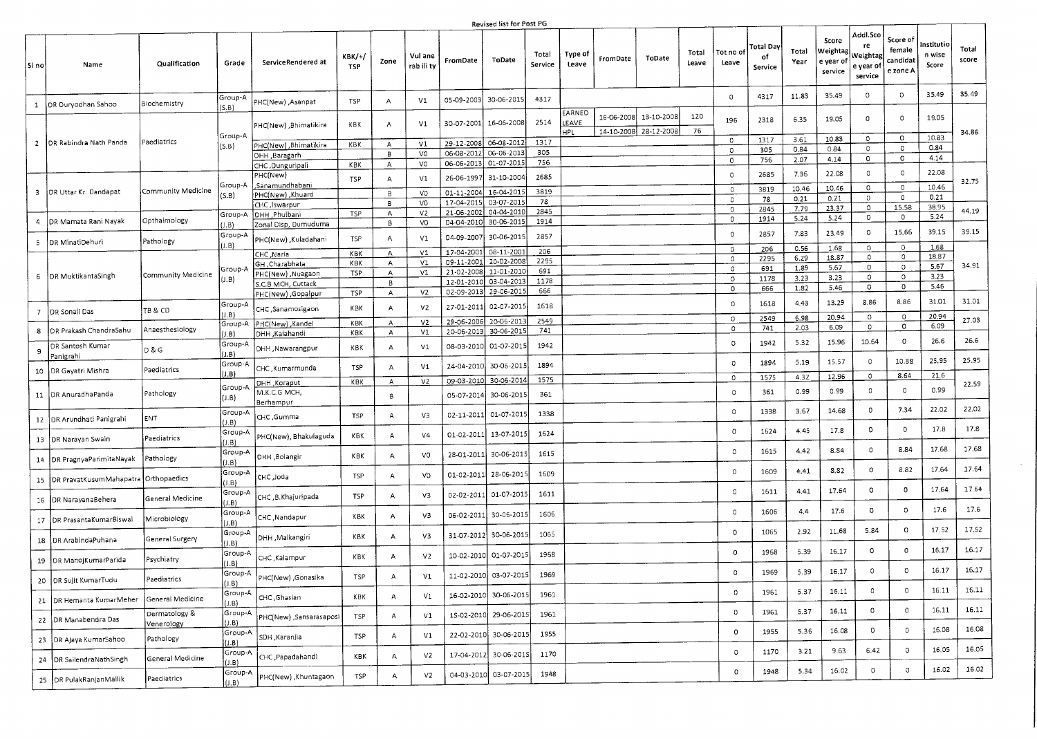Revised list for Post PG

| Sl no | Name | Qualification | Grade | ServiceRendered at | KBK/+/TSP | Zone | Vul ane rab ili ty | FromDate | ToDate | Total Service | Type of Leave | FromDate | ToDate | Total Leave | Tot no of Leave | Total Day of Service | Total Year | Score Weightag e year of service | Addl.Sco re Weightag e year of service | Score of female candidat e zone A | Institutio n wise Score | Total score |
|---|---|---|---|---|---|---|---|---|---|---|---|---|---|---|---|---|---|---|---|---|---|---|
| 1 | DR Duryodhan Sahoo | Biochemistry | Group-A (S.B) | PHC(New) ,Asanpat | TSP | A | V1 | 05-09-2003 | 30-06-2015 | 4317 | | | | | 0 | 4317 | 11.83 | 35.49 | 0 | 0 | 35.49 | 35.49 |
| 2 | DR Rabindra Nath Panda | Paediatrics | Group-A (S.B) | PHC(New) ,Bhimatikira | KBK | A | V1 | 30-07-2001 | 16-06-2008 | 2514 | EARNED LEAVE | 16-06-2008 | 13-10-2008 | 120 | 196 | 2318 | 6.35 | 19.05 | 0 | 0 | 19.05 | 34.86 |
| | | | | | | | | | | | HPL | 14-10-2008 | 28-12-2008 | 76 | | | | | | | | |
| | | | | PHC(New) ,Bhimatikira | KBK | A | V1 | 29-12-2008 | 06-08-2012 | 1317 | | | | | 0 | 1317 | 3.61 | 10.83 | 0 | 0 | 10.83 | |
| | | | | DHH ,Baragarh | | B | V0 | 06-08-2012 | 06-06-2013 | 305 | | | | | 0 | 305 | 0.84 | 0.84 | 0 | 0 | 0.84 | |
| | | | | CHC ,Dunguripali | KBK | A | V0 | 06-06-2013 | 01-07-2015 | 756 | | | | | 0 | 756 | 2.07 | 4.14 | 0 | 0 | 4.14 | |
| 3 | DR Uttar Kr. Dandapat | Community Medicine | Group-A (S.B) | PHC(New) ,Sanamundhabani | TSP | A | V1 | 26-06-1997 | 31-10-2004 | 2685 | | | | | 0 | 2685 | 7.36 | 22.08 | 0 | 0 | 22.08 | 32.75 |
| | | | | PHC(New) ,Khuard | | B | V0 | 01-11-2004 | 16-04-2015 | 3819 | | | | | 0 | 3819 | 10.46 | 10.46 | 0 | 0 | 10.46 | |
| | | | | CHC ,Iswarpur | | B | V0 | 17-04-2015 | 03-07-2015 | 78 | | | | | 0 | 78 | 0.21 | 0.21 | 0 | 0 | 0.21 | |
| 4 | DR Mamata Rani Nayak | Opthalmology | Group-A (J.B) | DHH ,Phulbani | TSP | A | V2 | 21-06-2002 | 04-04-2010 | 2845 | | | | | 0 | 2845 | 7.79 | 23.37 | 0 | 15.58 | 38.95 | 44.19 |
| | | | | Zonal Disp, Dumuduma | | B | V0 | 04-04-2010 | 30-06-2015 | 1914 | | | | | 0 | 1914 | 5.24 | 5.24 | 0 | 0 | 5.24 | |
| 5 | DR MinatiDehuri | Pathology | Group-A (J.B) | PHC(New) ,Kuladahani | TSP | A | V1 | 04-09-2007 | 30-06-2015 | 2857 | | | | | 0 | 2857 | 7.83 | 23.49 | 0 | 15.66 | 39.15 | 39.15 |
| 6 | DR MuktikantaSingh | Community Medicine | Group-A (J.B) | CHC ,Narla | KBK | A | V1 | 17-04-2001 | 08-11-2001 | 206 | | | | | 0 | 206 | 0.56 | 1.68 | 0 | 0 | 1.68 | 34.91 |
| | | | | GH ,Charabhata | KBK | A | V1 | 09-11-2001 | 20-02-2008 | 2295 | | | | | 0 | 2295 | 6.29 | 18.87 | 0 | 0 | 18.87 | |
| | | | | PHC(New) ,Nuagaon | TSP | A | V1 | 21-02-2008 | 11-01-2010 | 691 | | | | | 0 | 691 | 1.89 | 5.67 | 0 | 0 | 5.67 | |
| | | | | S.C.B MCH, Cuttack | | B | | 12-01-2010 | 03-04-2013 | 1178 | | | | | 0 | 1178 | 3.23 | 3.23 | 0 | 0 | 3.23 | |
| | | | | PHC(New) ,Gopalpur | TSP | A | V2 | 02-09-2013 | 29-06-2015 | 666 | | | | | 0 | 666 | 1.82 | 5.46 | 0 | 0 | 5.46 | |
| 7 | DR Sonali Das | TB & CD | Group-A (J.B) | CHC ,Sanamosigaon | KBK | A | V2 | 27-01-2011 | 02-07-2015 | 1618 | | | | | 0 | 1618 | 4.43 | 13.29 | 8.86 | 8.86 | 31.01 | 31.01 |
| 8 | DR Prakash ChandraSahu | Anaesthesiology | Group-A (J.B) | PHC(New) ,Kandel | KBK | A | V2 | 29-06-2006 | 20-06-2013 | 2549 | | | | | 0 | 2549 | 6.98 | 20.94 | 0 | 0 | 20.94 | 27.03 |
| | | | | DHH ,Kalahandi | KBK | A | V1 | 20-06-2013 | 30-06-2015 | 741 | | | | | 0 | 741 | 2.03 | 6.09 | 0 | 0 | 6.09 | |
| 9 | DR Santosh Kumar Panigrahi | D & G | Group-A (J.B) | DHH ,Nawarangpur | KBK | A | V1 | 08-03-2010 | 01-07-2015 | 1942 | | | | | 0 | 1942 | 5.32 | 15.96 | 10.64 | 0 | 26.6 | 26.6 |
| 10 | DR Gayatri Mishra | Paediatrics | Group-A (J.B) | CHC ,Kumarmunda | TSP | A | V1 | 24-04-2010 | 30-06-2015 | 1894 | | | | | 0 | 1894 | 5.19 | 15.57 | 0 | 10.38 | 25.95 | 25.95 |
| 11 | DR AnuradhaPanda | Pathology | Group-A (J.B) | DHH ,Koraput | KBK | A | V2 | 09-03-2010 | 30-06-2014 | 1575 | | | | | 0 | 1575 | 4.32 | 12.96 | 0 | 8.64 | 21.6 | 22.59 |
| | | | | M.K.C.G MCH, Berhampur | | B | | 05-07-2014 | 30-06-2015 | 361 | | | | | 0 | 361 | 0.99 | 0.99 | 0 | 0 | 0.99 | |
| 12 | DR Arundhati Panigrahi | ENT | Group-A (J.B) | CHC ,Gumma | TSP | A | V3 | 02-11-2011 | 01-07-2015 | 1338 | | | | | 0 | 1338 | 3.67 | 14.68 | 0 | 7.34 | 22.02 | 22.02 |
| 13 | DR Narayan Swain | Paediatrics | Group-A (J.B) | PHC(New), Bhakulaguda | KBK | A | V4 | 01-02-2011 | 13-07-2015 | 1624 | | | | | 0 | 1624 | 4.45 | 17.8 | 0 | 0 | 17.8 | 17.8 |
| 14 | DR PragnyaParimitaNayak | Pathology | Group-A (J.B) | DHH ,Bolangir | KBK | A | V0 | 28-01-2011 | 30-06-2015 | 1615 | | | | | 0 | 1615 | 4.42 | 8.84 | 0 | 8.84 | 17.68 | 17.68 |
| 15 | DR PravatKusumMahapatra | Orthopaedics | Group-A (J.B) | CHC ,Joda | TSP | A | V0 | 01-02-2011 | 28-06-2015 | 1609 | | | | | 0 | 1609 | 4.41 | 8.82 | 0 | 8.82 | 17.64 | 17.64 |
| 16 | DR NarayanaBehera | General Medicine | Group-A (J.B) | CHC ,B.Khajuripada | TSP | A | V3 | 02-02-2011 | 01-07-2015 | 1611 | | | | | 0 | 1611 | 4.41 | 17.64 | 0 | 0 | 17.64 | 17.64 |
| 17 | DR PrasantaKumarBiswal | Microbiology | Group-A (J.B) | CHC ,Nandapur | KBK | A | V3 | 06-02-2011 | 30-06-2015 | 1606 | | | | | 0 | 1606 | 4.4 | 17.6 | 0 | 0 | 17.6 | 17.6 |
| 18 | DR ArabindaPuhana | General Surgery | Group-A (J.B) | DHH ,Malkangiri | KBK | A | V3 | 31-07-2012 | 30-06-2015 | 1065 | | | | | 0 | 1065 | 2.92 | 11.68 | 5.84 | 0 | 17.52 | 17.52 |
| 19 | DR ManojKumarParida | Psychiatry | Group-A (J.B) | CHC ,Kalampur | KBK | A | V2 | 10-02-2010 | 01-07-2015 | 1968 | | | | | 0 | 1968 | 5.39 | 16.17 | 0 | 0 | 16.17 | 16.17 |
| 20 | DR Sujit KumarTudu | Paediatrics | Group-A (J.B) | PHC(New) ,Gonasika | TSP | A | V1 | 11-02-2010 | 03-07-2015 | 1969 | | | | | 0 | 1969 | 5.39 | 16.17 | 0 | 0 | 16.17 | 16.17 |
| 21 | DR Hemanta KumarMeher | General Medicine | Group-A (J.B) | CHC ,Ghasian | KBK | A | V1 | 16-02-2010 | 30-06-2015 | 1961 | | | | | 0 | 1961 | 5.37 | 16.11 | 0 | 0 | 16.11 | 16.11 |
| 22 | DR Manabendra Das | Dermatology & Venerology | Group-A (J.B) | PHC(New) ,Sansarasaposi | TSP | A | V1 | 15-02-2010 | 29-06-2015 | 1961 | | | | | 0 | 1961 | 5.37 | 16.11 | 0 | 0 | 16.11 | 16.11 |
| 23 | DR Ajaya KumarSahoo | Pathology | Group-A (J.B) | SDH ,Karanjia | TSP | A | V1 | 22-02-2010 | 30-06-2015 | 1955 | | | | | 0 | 1955 | 5.36 | 16.08 | 0 | 0 | 16.08 | 16.08 |
| 24 | DR SailendraNathSingh | General Medicine | Group-A (J.B) | CHC ,Papadahandi | KBK | A | V2 | 17-04-2012 | 30-06-2015 | 1170 | | | | | 0 | 1170 | 3.21 | 9.63 | 6.42 | 0 | 16.05 | 16.05 |
| 25 | DR PulakRanjanMallik | Paediatrics | Group-A (J.B) | PHC(New) ,Khuntagaon | TSP | A | V2 | 04-03-2010 | 03-07-2015 | 1948 | | | | | 0 | 1948 | 5.34 | 16.02 | 0 | 0 | 16.02 | 16.02 |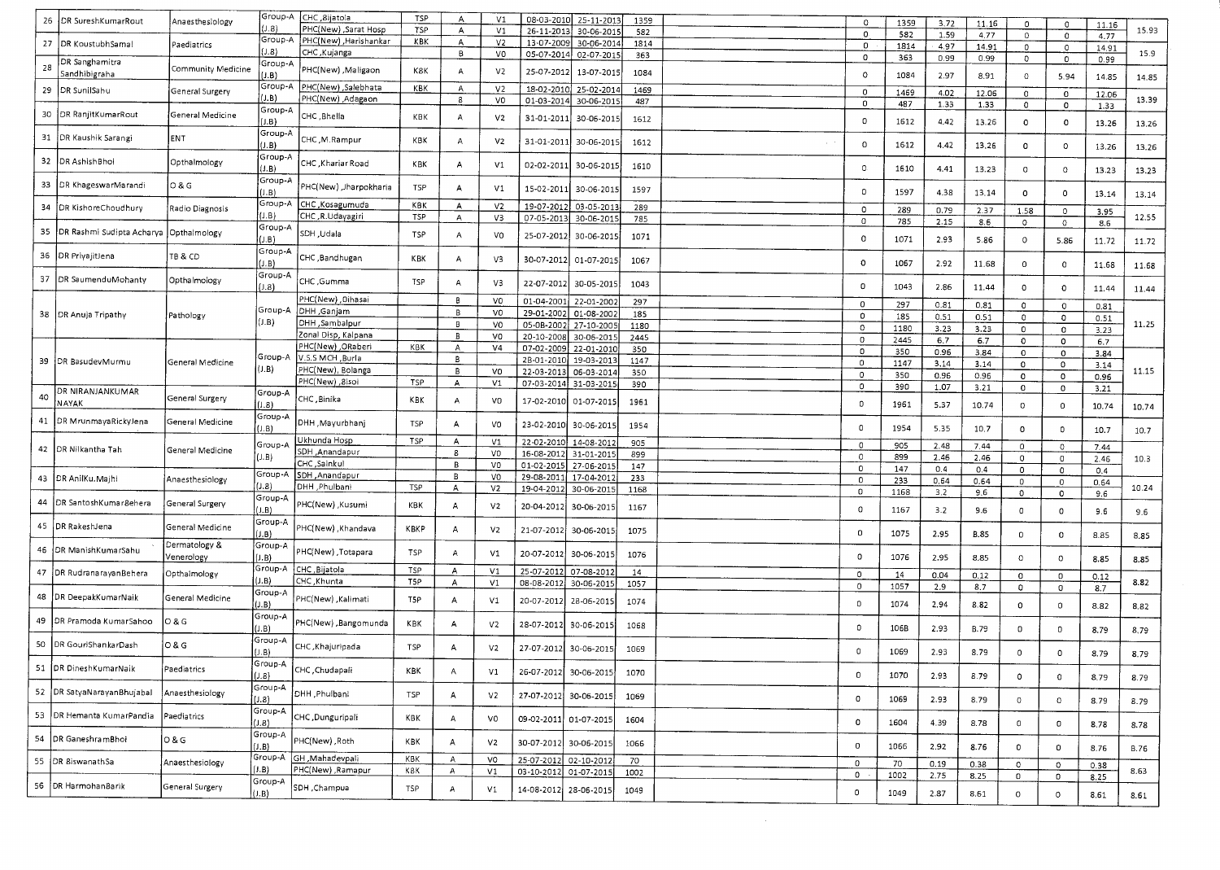| 26 | DR SureshKumarRout | Anaesthesiology | Group-A (J.B) | CHC ,Bijatola | TSP | A | V1 | 08-03-2010 | 25-11-2013 | 1359 | | 0 | 1359 | 3.72 | 11.16 | 0 | 0 | 11.16 | 15.93 |
|---|---|---|---|---|---|---|---|---|---|---|---|---|---|---|---|---|---|---|---|
| | | | | PHC(New) ,Sarat Hosp | TSP | A | V1 | 26-11-2013 | 30-06-2015 | 582 | | 0 | 582 | 1.59 | 4.77 | 0 | 0 | 4.77 | |
| 27 | DR KoustubhSamal | Paediatrics | Group-A (J.B) | PHC(New) ,Harishankar | KBK | A | V2 | 13-07-2009 | 30-06-2014 | 1814 | | 0 | 1814 | 4.97 | 14.91 | 0 | 0 | 14.91 | 15.9 |
| | | | | CHC ,Kujanga | | B | V0 | 05-07-2014 | 02-07-2015 | 363 | | 0 | 363 | 0.99 | 0.99 | 0 | 0 | 0.99 | |
| 28 | DR Sanghamitra Sandhibigraha | Community Medicine | Group-A (J.B) | PHC(New) ,Maligaon | KBK | A | V2 | 25-07-2012 | 13-07-2015 | 1084 | | 0 | 1084 | 2.97 | 8.91 | 0 | 5.94 | 14.85 | 14.85 |
| 29 | DR SunilSahu | General Surgery | Group-A (J.B) | PHC(New) ,Salebhata | KBK | A | V2 | 18-02-2010 | 25-02-2014 | 1469 | | 0 | 1469 | 4.02 | 12.06 | 0 | 0 | 12.06 | 13.39 |
| | | | | PHC(New) ,Adagaon | | B | V0 | 01-03-2014 | 30-06-2015 | 487 | | 0 | 487 | 1.33 | 1.33 | 0 | 0 | 1.33 | |
| 30 | DR RanjitKumarRout | General Medicine | Group-A (J.B) | CHC ,Bhella | KBK | A | V2 | 31-01-2011 | 30-06-2015 | 1612 | | 0 | 1612 | 4.42 | 13.26 | 0 | 0 | 13.26 | 13.26 |
| 31 | DR Kaushik Sarangi | ENT | Group-A (J.B) | CHC ,M.Rampur | KBK | A | V2 | 31-01-2011 | 30-06-2015 | 1612 | | 0 | 1612 | 4.42 | 13.26 | 0 | 0 | 13.26 | 13.26 |
| 32 | DR AshishBhoi | Opthalmology | Group-A (J.B) | CHC ,Khariar Road | KBK | A | V1 | 02-02-2011 | 30-06-2015 | 1610 | | 0 | 1610 | 4.41 | 13.23 | 0 | 0 | 13.23 | 13.23 |
| 33 | DR KhageswarMarandi | O & G | Group-A (J.B) | PHC(New) ,Jharpokharia | TSP | A | V1 | 15-02-2011 | 30-06-2015 | 1597 | | 0 | 1597 | 4.38 | 13.14 | 0 | 0 | 13.14 | 13.14 |
| 34 | DR KishoreChoudhury | Radio Diagnosis | Group-A (J.B) | CHC ,Kosagumuda | KBK | A | V2 | 19-07-2012 | 03-05-2013 | 289 | | 0 | 289 | 0.79 | 2.37 | 1.58 | 0 | 3.95 | 12.55 |
| | | | | CHC ,R.Udayagiri | TSP | A | V3 | 07-05-2013 | 30-06-2015 | 785 | | 0 | 785 | 2.15 | 8.6 | 0 | 0 | 8.6 | |
| 35 | DR Rashmi Sudipta Acharya | Opthalmology | Group-A (J.B) | SDH ,Udala | TSP | A | V0 | 25-07-2012 | 30-06-2015 | 1071 | | 0 | 1071 | 2.93 | 5.86 | 0 | 5.86 | 11.72 | 11.72 |
| 36 | DR PriyajitJena | TB & CD | Group-A (J.B) | CHC ,Bandhugan | KBK | A | V3 | 30-07-2012 | 01-07-2015 | 1067 | | 0 | 1067 | 2.92 | 11.68 | 0 | 0 | 11.68 | 11.68 |
| 37 | DR SaumenduMohanty | Opthalmology | Group-A (J.B) | CHC ,Gumma | TSP | A | V3 | 22-07-2012 | 30-05-2015 | 1043 | | 0 | 1043 | 2.86 | 11.44 | 0 | 0 | 11.44 | 11.44 |
| 38 | DR Anuja Tripathy | Pathology | Group-A (J.B) | PHC(New) ,Dihasai | | B | V0 | 01-04-2001 | 22-01-2002 | 297 | | 0 | 297 | 0.81 | 0.81 | 0 | 0 | 0.81 | 11.25 |
| | | | | DHH ,Ganjam | | B | V0 | 29-01-2002 | 01-08-2002 | 185 | | 0 | 185 | 0.51 | 0.51 | 0 | 0 | 0.51 | |
| | | | | DHH ,Sambalpur | | B | V0 | 05-08-2002 | 27-10-2005 | 1180 | | 0 | 1180 | 3.23 | 3.23 | 0 | 0 | 3.23 | |
| | | | | Zonal Disp, Kalpana | | B | V0 | 20-10-2008 | 30-06-2015 | 2445 | | 0 | 2445 | 6.7 | 6.7 | 0 | 0 | 6.7 | |
| 39 | DR BasudevMurmu | General Medicine | Group-A (J.B) | PHC(New) ,ORaberi | KBK | A | V4 | 07-02-2009 | 22-01-2010 | 350 | | 0 | 350 | 0.96 | 3.84 | 0 | 0 | 3.84 | 11.15 |
| | | | | V.S.S MCH ,Burla | | B | | 28-01-2010 | 19-03-2013 | 1147 | | 0 | 1147 | 3.14 | 3.14 | 0 | 0 | 3.14 | |
| | | | | PHC(New), Bolanga | | B | V0 | 22-03-2013 | 06-03-2014 | 350 | | 0 | 350 | 0.96 | 0.96 | 0 | 0 | 0.96 | |
| | | | | PHC(New) ,Bisoi | TSP | A | V1 | 07-03-2014 | 31-03-2015 | 390 | | 0 | 390 | 1.07 | 3.21 | 0 | 0 | 3.21 | |
| 40 | DR NIRANJANKUMAR NAYAK | General Surgery | Group-A (J.B) | CHC ,Binika | KBK | A | V0 | 17-02-2010 | 01-07-2015 | 1961 | | 0 | 1961 | 5.37 | 10.74 | 0 | 0 | 10.74 | 10.74 |
| 41 | DR MrunmayaRickyJena | General Medicine | Group-A (J.B) | DHH ,Mayurbhanj | TSP | A | V0 | 23-02-2010 | 30-06-2015 | 1954 | | 0 | 1954 | 5.35 | 10.7 | 0 | 0 | 10.7 | 10.7 |
| 42 | DR Nilkantha Tah | General Medicine | Group-A (J.B) | Ukhunda Hosp | TSP | A | V1 | 22-02-2010 | 14-08-2012 | 905 | | 0 | 905 | 2.48 | 7.44 | 0 | 0 | 7.44 | 10.3 |
| | | | | SDH ,Anandapur | | B | V0 | 16-08-2012 | 31-01-2015 | 899 | | 0 | 899 | 2.46 | 2.46 | 0 | 0 | 2.46 | |
| | | | | CHC ,Sainkul | | B | V0 | 01-02-2015 | 27-06-2015 | 147 | | 0 | 147 | 0.4 | 0.4 | 0 | 0 | 0.4 | |
| 43 | DR AnilKu.Majhi | Anaesthesiology | Group-A (J.B) | SDH ,Anandapur | | B | V0 | 29-08-2011 | 17-04-2012 | 233 | | 0 | 233 | 0.64 | 0.64 | 0 | 0 | 0.64 | 10.24 |
| | | | | DHH ,Phulbani | TSP | A | V2 | 19-04-2012 | 30-06-2015 | 1168 | | 0 | 1168 | 3.2 | 9.6 | 0 | 0 | 9.6 | |
| 44 | DR SantoshKumarBehera | General Surgery | Group-A (J.B) | PHC(New) ,Kusumi | KBK | A | V2 | 20-04-2012 | 30-06-2015 | 1167 | | 0 | 1167 | 3.2 | 9.6 | 0 | 0 | 9.6 | 9.6 |
| 45 | DR RakeshJena | General Medicine | Group-A (J.B) | PHC(New) ,Khandava | KBKP | A | V2 | 21-07-2012 | 30-06-2015 | 1075 | | 0 | 1075 | 2.95 | 8.85 | 0 | 0 | 8.85 | 8.85 |
| 46 | DR ManishKumarSahu | Dermatology & Venerology | Group-A (J.B) | PHC(New) ,Totapara | TSP | A | V1 | 20-07-2012 | 30-06-2015 | 1076 | | 0 | 1076 | 2.95 | 8.85 | 0 | 0 | 8.85 | 8.85 |
| 47 | DR RudranarayanBehera | Opthalmology | Group-A (J.B) | CHC ,Bijatola | TSP | A | V1 | 25-07-2012 | 07-08-2012 | 14 | | 0 | 14 | 0.04 | 0.12 | 0 | 0 | 0.12 | 8.82 |
| | | | | CHC ,Khunta | TSP | A | V1 | 08-08-2012 | 30-06-2015 | 1057 | | 0 | 1057 | 2.9 | 8.7 | 0 | 0 | 8.7 | |
| 48 | DR DeepakKumarNaik | General Medicine | Group-A (J.B) | PHC(New) ,Kalimati | TSP | A | V1 | 20-07-2012 | 28-06-2015 | 1074 | | 0 | 1074 | 2.94 | 8.82 | 0 | 0 | 8.82 | 8.82 |
| 49 | DR Pramoda KumarSahoo | O & G | Group-A (J.B) | PHC(New) ,Bangomunda | KBK | A | V2 | 28-07-2012 | 30-06-2015 | 1068 | | 0 | 1068 | 2.93 | 8.79 | 0 | 0 | 8.79 | 8.79 |
| 50 | DR GouriShankarDash | O & G | Group-A (J.B) | CHC ,Khajuripada | TSP | A | V2 | 27-07-2012 | 30-06-2015 | 1069 | | 0 | 1069 | 2.93 | 8.79 | 0 | 0 | 8.79 | 8.79 |
| 51 | DR DineshKumarNaik | Paediatrics | Group-A (J.B) | CHC ,Chudapali | KBK | A | V1 | 26-07-2012 | 30-06-2015 | 1070 | | 0 | 1070 | 2.93 | 8.79 | 0 | 0 | 8.79 | 8.79 |
| 52 | DR SatyaNarayanBhujabal | Anaesthesiology | Group-A (J.B) | DHH ,Phulbani | TSP | A | V2 | 27-07-2012 | 30-06-2015 | 1069 | | 0 | 1069 | 2.93 | 8.79 | 0 | 0 | 8.79 | 8.79 |
| 53 | DR Hemanta KumarPandia | Paediatrics | Group-A (J.B) | CHC ,Dunguripali | KBK | A | V0 | 09-02-2011 | 01-07-2015 | 1604 | | 0 | 1604 | 4.39 | 8.78 | 0 | 0 | 8.78 | 8.78 |
| 54 | DR GaneshramBhoi | O & G | Group-A (J.B) | PHC(New) ,Roth | KBK | A | V2 | 30-07-2012 | 30-06-2015 | 1066 | | 0 | 1066 | 2.92 | 8.76 | 0 | 0 | 8.76 | 8.76 |
| 55 | DR BiswanathSa | Anaesthesiology | Group-A (J.B) | GH ,Mahadevpali | KBK | A | V0 | 25-07-2012 | 02-10-2012 | 70 | | 0 | 70 | 0.19 | 0.38 | 0 | 0 | 0.38 | 8.63 |
| | | | | PHC(New) ,Ramapur | KBK | A | V1 | 03-10-2012 | 01-07-2015 | 1002 | | 0 | 1002 | 2.75 | 8.25 | 0 | 0 | 8.25 | |
| 56 | DR HarmohanBarik | General Surgery | Group-A (J.B) | SDH ,Champua | TSP | A | V1 | 14-08-2012 | 28-06-2015 | 1049 | | 0 | 1049 | 2.87 | 8.61 | 0 | 0 | 8.61 | 8.61 |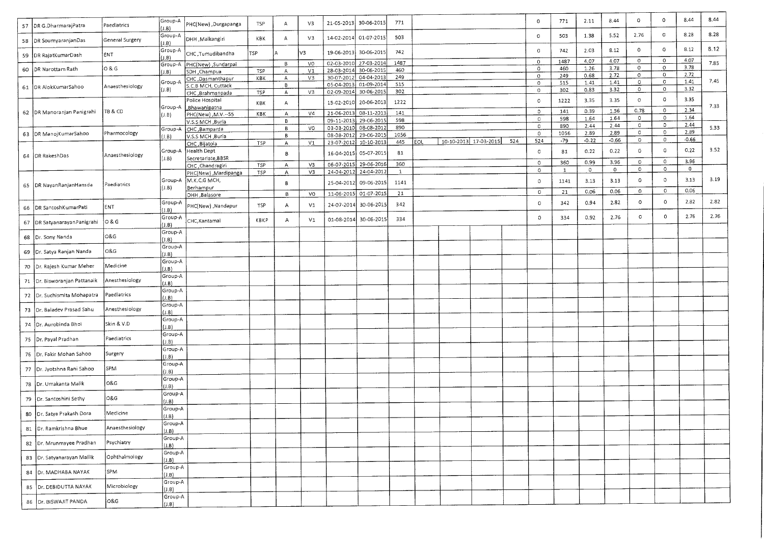| | | | | | | | | | | | | | | | | | | | | | | |
|---|---|---|---|---|---|---|---|---|---|---|---|---|---|---|---|---|---|---|---|---|---|---|
| 57 | DR G.DharmarajPatra | Paediatrics | Group-A (J.B) | PHC(New) ,Durgapanga | TSP | A | V3 | 21-05-2013 | 30-06-2015 | 771 | | | | | 0 | 771 | 2.11 | 8.44 | 0 | 0 | 8.44 | 8.44 |
| 58 | DR SoumyaranjanDas | General Surgery | Group-A (J.B) | DHH ,Malkangiri | KBK | A | V3 | 14-02-2014 | 01-07-2015 | 503 | | | | | 0 | 503 | 1.38 | 5.52 | 2.76 | 0 | 8.28 | 8.28 |
| 59 | DR RajatKumarDash | ENT | Group-A (J.B) | CHC ,Tumudibandha | TSP | A | V3 | 19-06-2013 | 30-06-2015 | 742 | | | | | 0 | 742 | 2.03 | 8.12 | 0 | 0 | 8.12 | 8.12 |
| 60 | DR Narottam Rath | O & G | Group-A (J.B) | PHC(New) ,Sundarpal | | B | V0 | 02-03-2010 | 27-03-2014 | 1487 | | | | | 0 | 1487 | 4.07 | 4.07 | 0 | 0 | 4.07 | 7.85 |
| | | | | SDH ,Champua | TSP | A | V1 | 28-03-2014 | 30-06-2015 | 460 | | | | | 0 | 460 | 1.26 | 3.78 | 0 | 0 | 3.78 | |
| 61 | DR AlokKumarSahoo | Anaesthesiology | Group-A (J.B) | CHC ,Dasmanthapur | KBK | A | V3 | 30-07-2012 | 04-04-2013 | 249 | | | | | 0 | 249 | 0.68 | 2.72 | 0 | 0 | 2.72 | 7.45 |
| | | | | S.C.B MCH, Cuttack | | B | | 05-04-2013 | 01-09-2014 | 515 | | | | | 0 | 515 | 1.41 | 1.41 | 0 | 0 | 1.41 | |
| | | | | CHC ,Brahmanpada | TSP | A | V3 | 02-09-2014 | 30-06-2015 | 302 | | | | | 0 | 302 | 0.83 | 3.32 | 0 | 0 | 3.32 | |
| 62 | DR Manoranjan Panigrahi | TB & CD | Group-A (J.B) | Police Hospital ,Bhawanipatna | KBK | A | | 15-02-2010 | 20-06-2013 | 1222 | | | | | 0 | 1222 | 3.35 | 3.35 | 0 | 0 | 3.35 | 7.33 |
| | | | | PHC(New) ,M.V.--55 | KBK | A | V4 | 21-06-2013 | 08-11-2013 | 141 | | | | | 0 | 141 | 0.39 | 1.56 | 0.78 | 0 | 2.34 | |
| | | | | V.S.S MCH ,Burla | | B | | 09-11-2013 | 29-06-2015 | 598 | | | | | 0 | 598 | 1.64 | 1.64 | 0 | 0 | 1.64 | |
| 63 | DR ManojKumarSahoo | Pharmocology | Group-A (J.B) | CHC ,Bamparda | | B | V0 | 03-03-2010 | 08-08-2012 | 890 | | | | | 0 | 890 | 2.44 | 2.44 | 0 | 0 | 2.44 | 5.33 |
| | | | | V.S.S MCH ,Burla | | B | | 08-08-2012 | 29-06-2015 | 1056 | | | | | 0 | 1056 | 2.89 | 2.89 | 0 | 0 | 2.89 | |
| 64 | DR RakeshDas | Anaesthesiology | Group-A (J.B) | CHC ,Bijatola | TSP | A | V1 | 23-07-2012 | 10-10-2013 | 445 | EOL | 10-10-2013 | 17-03-2015 | 524 | 524 | -79 | -0.22 | -0.66 | 0 | 0 | -0.66 | 3.52 |
| | | | | Health Dept Secretariate,BBSR | | B | | 16-04-2015 | 05-07-2015 | 81 | | | | | 0 | 81 | 0.22 | 0.22 | 0 | 0 | 0.22 | |
| | | | | CHC ,Chandragiri | TSP | A | V3 | 06-07-2015 | 29-06-2016 | 360 | | | | | 0 | 360 | 0.99 | 3.96 | 0 | 0 | 3.96 | |
| 65 | DR NayanRanjanHansda | Paediatrics | Group-A (J.B) | PHC(New) ,Mardipanga | TSP | A | V3 | 24-04-2012 | 24-04-2012 | 1 | | | | | 0 | 1 | 0 | 0 | 0 | 0 | 0 | 3.19 |
| | | | | M.K.C.G MCH, Berhampur | | B | | 25-04-2012 | 09-06-2015 | 1141 | | | | | 0 | 1141 | 3.13 | 3.13 | 0 | 0 | 3.13 | |
| | | | | DHH ,Balasore | | B | V0 | 11-06-2015 | 01-07-2015 | 21 | | | | | 0 | 21 | 0.06 | 0.06 | 0 | 0 | 0.06 | |
| 66 | DR SantoshKumarPati | ENT | Group-A (J.B) | PHC(New) ,Nandapur | TSP | A | V1 | 24-07-2014 | 30-06-2015 | 342 | | | | | 0 | 342 | 0.94 | 2.82 | 0 | 0 | 2.82 | 2.82 |
| 67 | DR SatyanarayanPanigrahi | O & G | Group-A (J.B) | CHC,Kantamal | KBKP | A | V1 | 01-08-2014 | 30-06-2015 | 334 | | | | | 0 | 334 | 0.92 | 2.76 | 0 | 0 | 2.76 | 2.76 |
| 68 | Dr. Sony Nanda | O&G | Group-A (J.B) | | | | | | | | | | | | | | | | | | | |
| 69 | Dr. Satya Ranjan Nanda | O&G | Group-A (J.B) | | | | | | | | | | | | | | | | | | | |
| 70 | Dr. Rajesh Kumar Meher | Medicine | Group-A (J.B) | | | | | | | | | | | | | | | | | | | |
| 71 | Dr. Bisworanjan Pattanaik | Anesthesiology | Group-A (J.B) | | | | | | | | | | | | | | | | | | | |
| 72 | Dr. Suchismita Mohapatra | Paediatrics | Group-A (J.B) | | | | | | | | | | | | | | | | | | | |
| 73 | Dr. Baladev Prasad Sahu | Anesthesiology | Group-A (J.B) | | | | | | | | | | | | | | | | | | | |
| 74 | Dr. Aurobinda Bhoi | Skin & V.D | Group-A (J.B) | | | | | | | | | | | | | | | | | | | |
| 75 | Dr. Payal Pradhan | Paediatrics | Group-A (J.B) | | | | | | | | | | | | | | | | | | | |
| 76 | Dr. Fakir Mohan Sahoo | Surgery | Group-A (J.B) | | | | | | | | | | | | | | | | | | | |
| 77 | Dr. Jyotshna Rani Sahoo | SPM | Group-A (J.B) | | | | | | | | | | | | | | | | | | | |
| 78 | Dr. Umakanta Malik | O&G | Group-A (J.B) | | | | | | | | | | | | | | | | | | | |
| 79 | Dr. Santoshini Sethy | O&G | Group-A (J.B) | | | | | | | | | | | | | | | | | | | |
| 80 | Dr. Satya Prakash Dora | Medicine | Group-A (J.B) | | | | | | | | | | | | | | | | | | | |
| 81 | Dr. Ramkrishna Bhue | Anaesthesiology | Group-A (J.B) | | | | | | | | | | | | | | | | | | | |
| 82 | Dr. Mrunmayee Pradhan | Psychiatry | Group-A (J.B) | | | | | | | | | | | | | | | | | | | |
| 83 | Dr. Satyanarayan Mallik | Ophthalmology | Group-A (J.B) | | | | | | | | | | | | | | | | | | | |
| 84 | Dr. MADHABA NAYAK | SPM | Group-A (J.B) | | | | | | | | | | | | | | | | | | | |
| 85 | Dr. DEBIDUTTA NAYAK | Microbiology | Group-A (J.B) | | | | | | | | | | | | | | | | | | | |
| 86 | Dr. BISWAJIT PANDA | O&G | Group-A (J.B) | | | | | | | | | | | | | | | | | | | |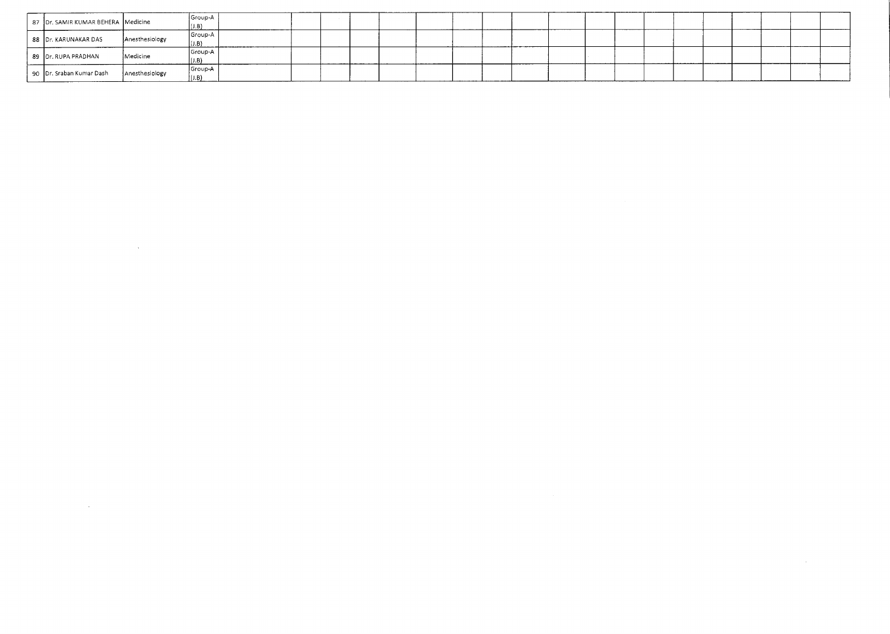| 87 | Dr. SAMIR KUMAR BEHERA | Medicine | Group-A (J.B) | | | | | | | | | | | | | | | | | | | |
|---|---|---|---|---|---|---|---|---|---|---|---|---|---|---|---|---|---|---|---|---|---|---|
| 88 | Dr. KARUNAKAR DAS | Anesthesiology | Group-A (J.B) | | | | | | | | | | | | | | | | | | | |
| 89 | Dr. RUPA PRADHAN | Medicine | Group-A (J.B) | | | | | | | | | | | | | | | | | | | |
| 90 | Dr. Sraban Kumar Dash | Anesthesiology | Group-A (J.B) | | | | | | | | | | | | | | | | | | | |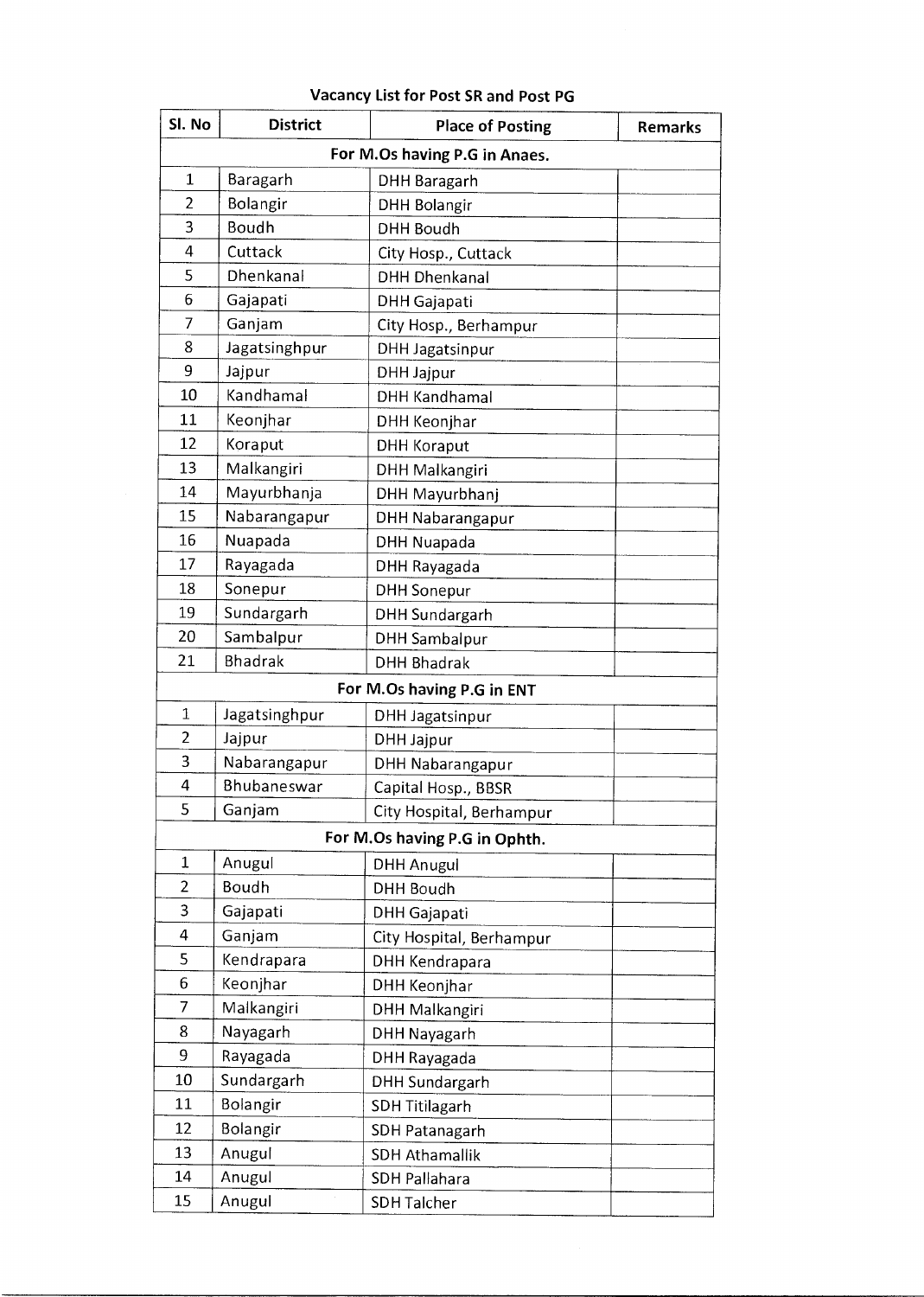**Vacancy List for Post SR and Post PG**

| Sl. No | District | Place of Posting | Remarks |
|---|---|---|---|
| **For M.Os having P.G in Anaes.** | | | |
| 1 | Baragarh | DHH Baragarh | |
| 2 | Bolangir | DHH Bolangir | |
| 3 | Boudh | DHH Boudh | |
| 4 | Cuttack | City Hosp., Cuttack | |
| 5 | Dhenkanal | DHH Dhenkanal | |
| 6 | Gajapati | DHH Gajapati | |
| 7 | Ganjam | City Hosp., Berhampur | |
| 8 | Jagatsinghpur | DHH Jagatsinpur | |
| 9 | Jajpur | DHH Jajpur | |
| 10 | Kandhamal | DHH Kandhamal | |
| 11 | Keonjhar | DHH Keonjhar | |
| 12 | Koraput | DHH Koraput | |
| 13 | Malkangiri | DHH Malkangiri | |
| 14 | Mayurbhanja | DHH Mayurbhanj | |
| 15 | Nabarangapur | DHH Nabarangapur | |
| 16 | Nuapada | DHH Nuapada | |
| 17 | Rayagada | DHH Rayagada | |
| 18 | Sonepur | DHH Sonepur | |
| 19 | Sundargarh | DHH Sundargarh | |
| 20 | Sambalpur | DHH Sambalpur | |
| 21 | Bhadrak | DHH Bhadrak | |
| **For M.Os having P.G in ENT** | | | |
| 1 | Jagatsinghpur | DHH Jagatsinpur | |
| 2 | Jajpur | DHH Jajpur | |
| 3 | Nabarangapur | DHH Nabarangapur | |
| 4 | Bhubaneswar | Capital Hosp., BBSR | |
| 5 | Ganjam | City Hospital, Berhampur | |
| **For M.Os having P.G in Ophth.** | | | |
| 1 | Anugul | DHH Anugul | |
| 2 | Boudh | DHH Boudh | |
| 3 | Gajapati | DHH Gajapati | |
| 4 | Ganjam | City Hospital, Berhampur | |
| 5 | Kendrapara | DHH Kendrapara | |
| 6 | Keonjhar | DHH Keonjhar | |
| 7 | Malkangiri | DHH Malkangiri | |
| 8 | Nayagarh | DHH Nayagarh | |
| 9 | Rayagada | DHH Rayagada | |
| 10 | Sundargarh | DHH Sundargarh | |
| 11 | Bolangir | SDH Titilagarh | |
| 12 | Bolangir | SDH Patanagarh | |
| 13 | Anugul | SDH Athamallik | |
| 14 | Anugul | SDH Pallahara | |
| 15 | Anugul | SDH Talcher | |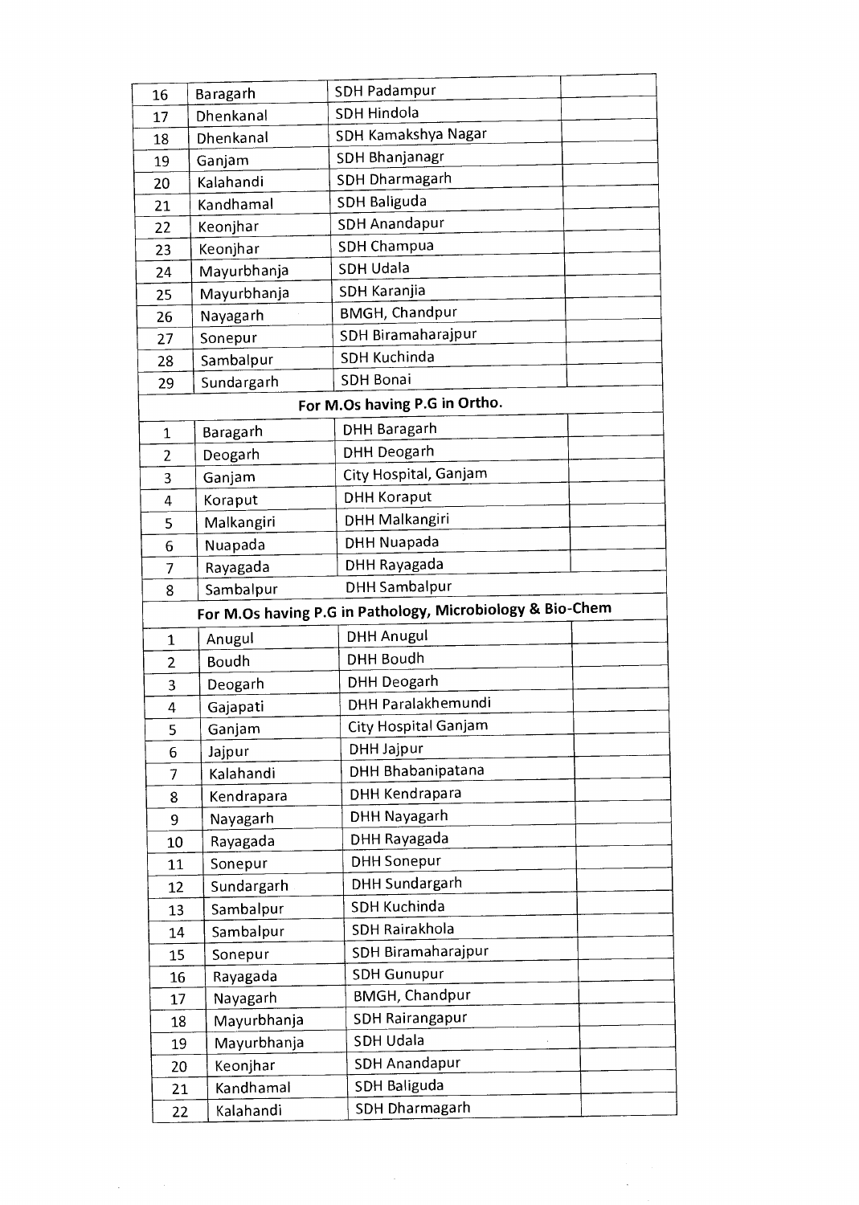| | | | |
|---|---|---|---|
| 16 | Baragarh | SDH Padampur | |
| 17 | Dhenkanal | SDH Hindola | |
| 18 | Dhenkanal | SDH Kamakshya Nagar | |
| 19 | Ganjam | SDH Bhanjanagr | |
| 20 | Kalahandi | SDH Dharmagarh | |
| 21 | Kandhamal | SDH Baliguda | |
| 22 | Keonjhar | SDH Anandapur | |
| 23 | Keonjhar | SDH Champua | |
| 24 | Mayurbhanja | SDH Udala | |
| 25 | Mayurbhanja | SDH Karanjia | |
| 26 | Nayagarh | BMGH, Chandpur | |
| 27 | Sonepur | SDH Biramaharajpur | |
| 28 | Sambalpur | SDH Kuchinda | |
| 29 | Sundargarh | SDH Bonai | |
| **For M.Os having P.G in Ortho.** | | | |
| 1 | Baragarh | DHH Baragarh | |
| 2 | Deogarh | DHH Deogarh | |
| 3 | Ganjam | City Hospital, Ganjam | |
| 4 | Koraput | DHH Koraput | |
| 5 | Malkangiri | DHH Malkangiri | |
| 6 | Nuapada | DHH Nuapada | |
| 7 | Rayagada | DHH Rayagada | |
| 8 | Sambalpur | DHH Sambalpur | |
| **For M.Os having P.G in Pathology, Microbiology & Bio-Chem** | | | |
| 1 | Anugul | DHH Anugul | |
| 2 | Boudh | DHH Boudh | |
| 3 | Deogarh | DHH Deogarh | |
| 4 | Gajapati | DHH Paralakhemundi | |
| 5 | Ganjam | City Hospital Ganjam | |
| 6 | Jajpur | DHH Jajpur | |
| 7 | Kalahandi | DHH Bhabanipatana | |
| 8 | Kendrapara | DHH Kendrapara | |
| 9 | Nayagarh | DHH Nayagarh | |
| 10 | Rayagada | DHH Rayagada | |
| 11 | Sonepur | DHH Sonepur | |
| 12 | Sundargarh | DHH Sundargarh | |
| 13 | Sambalpur | SDH Kuchinda | |
| 14 | Sambalpur | SDH Rairakhola | |
| 15 | Sonepur | SDH Biramaharajpur | |
| 16 | Rayagada | SDH Gunupur | |
| 17 | Nayagarh | BMGH, Chandpur | |
| 18 | Mayurbhanja | SDH Rairangapur | |
| 19 | Mayurbhanja | SDH Udala | |
| 20 | Keonjhar | SDH Anandapur | |
| 21 | Kandhamal | SDH Baliguda | |
| 22 | Kalahandi | SDH Dharmagarh | |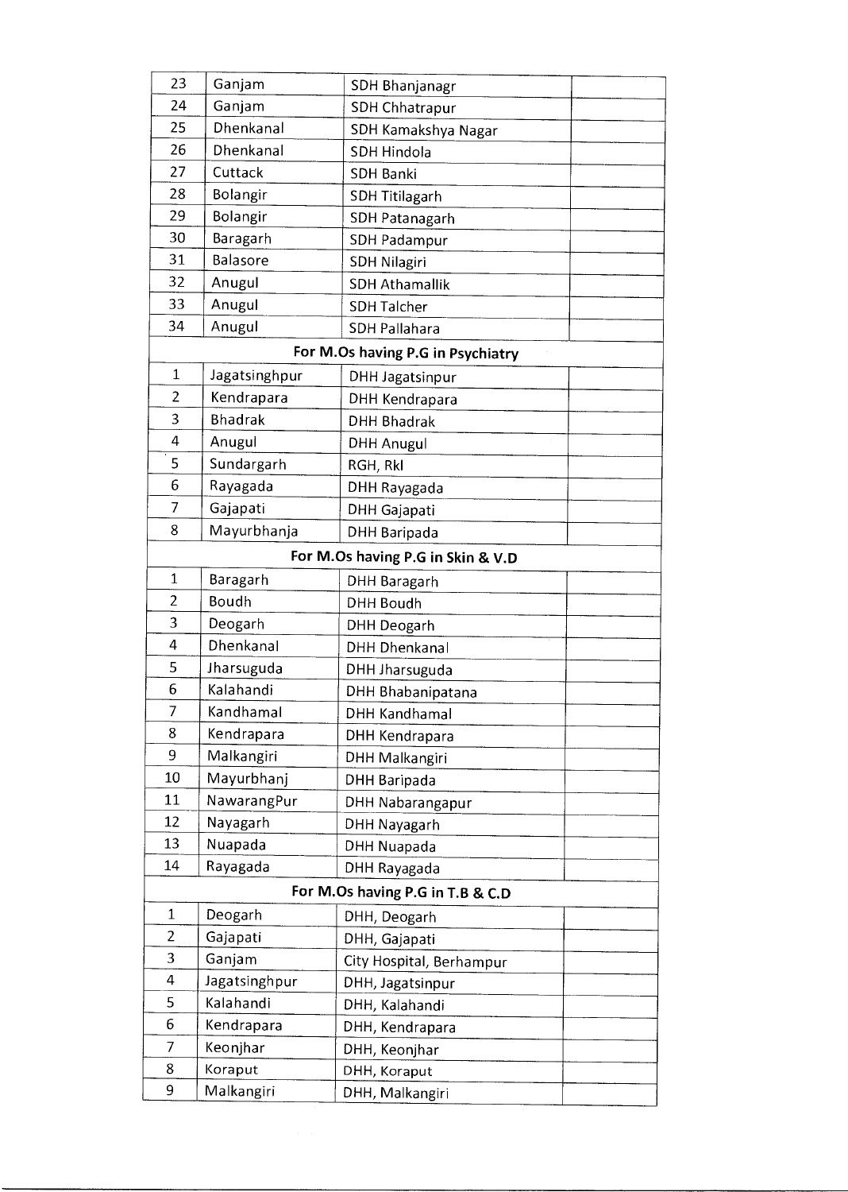| | | | |
|---|---|---|---|
| 23 | Ganjam | SDH Bhanjanagr | |
| 24 | Ganjam | SDH Chhatrapur | |
| 25 | Dhenkanal | SDH Kamakshya Nagar | |
| 26 | Dhenkanal | SDH Hindola | |
| 27 | Cuttack | SDH Banki | |
| 28 | Bolangir | SDH Titilagarh | |
| 29 | Bolangir | SDH Patanagarh | |
| 30 | Baragarh | SDH Padampur | |
| 31 | Balasore | SDH Nilagiri | |
| 32 | Anugul | SDH Athamallik | |
| 33 | Anugul | SDH Talcher | |
| 34 | Anugul | SDH Pallahara | |
| **For M.Os having P.G in Psychiatry** | | | |
| 1 | Jagatsinghpur | DHH Jagatsinpur | |
| 2 | Kendrapara | DHH Kendrapara | |
| 3 | Bhadrak | DHH Bhadrak | |
| 4 | Anugul | DHH Anugul | |
| 5 | Sundargarh | RGH, Rkl | |
| 6 | Rayagada | DHH Rayagada | |
| 7 | Gajapati | DHH Gajapati | |
| 8 | Mayurbhanja | DHH Baripada | |
| **For M.Os having P.G in Skin & V.D** | | | |
| 1 | Baragarh | DHH Baragarh | |
| 2 | Boudh | DHH Boudh | |
| 3 | Deogarh | DHH Deogarh | |
| 4 | Dhenkanal | DHH Dhenkanal | |
| 5 | Jharsuguda | DHH Jharsuguda | |
| 6 | Kalahandi | DHH Bhabanipatana | |
| 7 | Kandhamal | DHH Kandhamal | |
| 8 | Kendrapara | DHH Kendrapara | |
| 9 | Malkangiri | DHH Malkangiri | |
| 10 | Mayurbhanj | DHH Baripada | |
| 11 | NawarangPur | DHH Nabarangapur | |
| 12 | Nayagarh | DHH Nayagarh | |
| 13 | Nuapada | DHH Nuapada | |
| 14 | Rayagada | DHH Rayagada | |
| **For M.Os having P.G in T.B & C.D** | | | |
| 1 | Deogarh | DHH, Deogarh | |
| 2 | Gajapati | DHH, Gajapati | |
| 3 | Ganjam | City Hospital, Berhampur | |
| 4 | Jagatsinghpur | DHH, Jagatsinpur | |
| 5 | Kalahandi | DHH, Kalahandi | |
| 6 | Kendrapara | DHH, Kendrapara | |
| 7 | Keonjhar | DHH, Keonjhar | |
| 8 | Koraput | DHH, Koraput | |
| 9 | Malkangiri | DHH, Malkangiri | |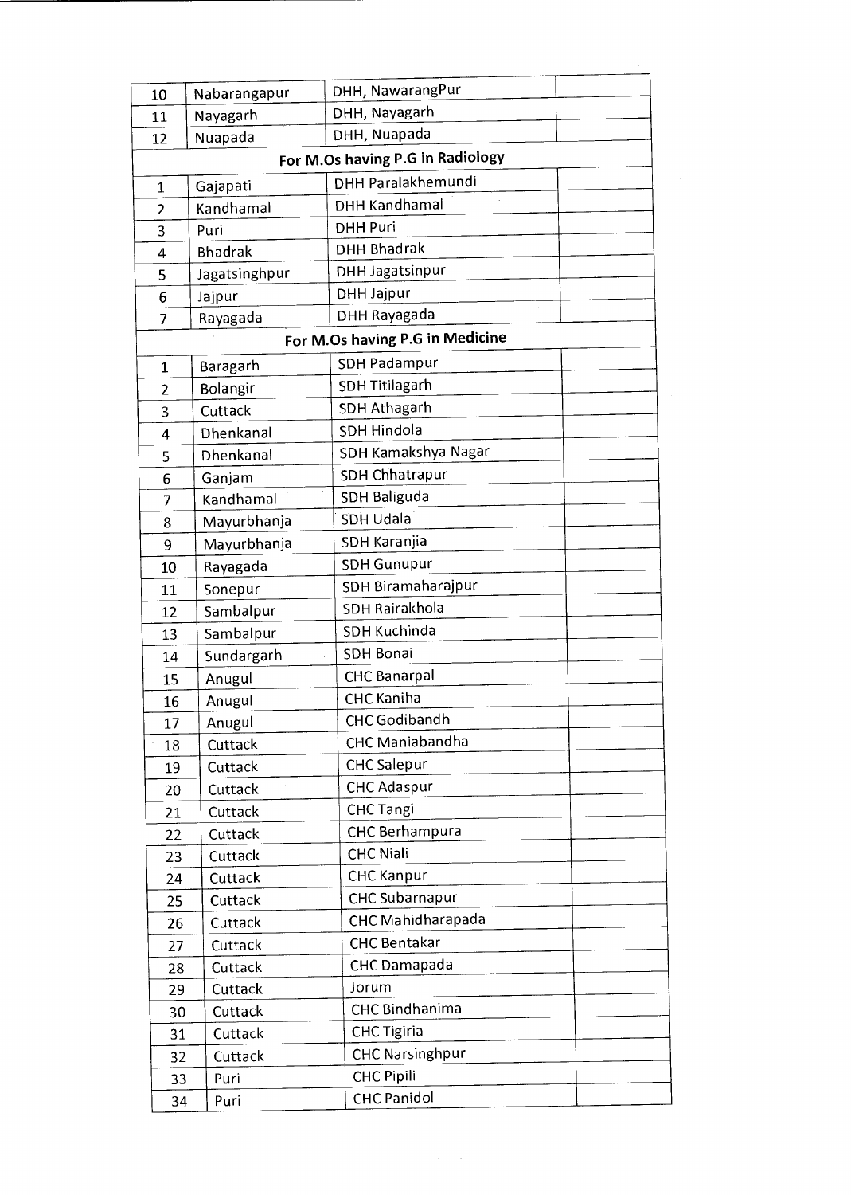| | | | |
|---|---|---|---|
| 10 | Nabarangapur | DHH, NawarangPur | |
| 11 | Nayagarh | DHH, Nayagarh | |
| 12 | Nuapada | DHH, Nuapada | |
| **For M.Os having P.G in Radiology** | | | |
| 1 | Gajapati | DHH Paralakhemundi | |
| 2 | Kandhamal | DHH Kandhamal | |
| 3 | Puri | DHH Puri | |
| 4 | Bhadrak | DHH Bhadrak | |
| 5 | Jagatsinghpur | DHH Jagatsinpur | |
| 6 | Jajpur | DHH Jajpur | |
| 7 | Rayagada | DHH Rayagada | |
| **For M.Os having P.G in Medicine** | | | |
| 1 | Baragarh | SDH Padampur | |
| 2 | Bolangir | SDH Titilagarh | |
| 3 | Cuttack | SDH Athagarh | |
| 4 | Dhenkanal | SDH Hindola | |
| 5 | Dhenkanal | SDH Kamakshya Nagar | |
| 6 | Ganjam | SDH Chhatrapur | |
| 7 | Kandhamal | SDH Baliguda | |
| 8 | Mayurbhanja | SDH Udala | |
| 9 | Mayurbhanja | SDH Karanjia | |
| 10 | Rayagada | SDH Gunupur | |
| 11 | Sonepur | SDH Biramaharajpur | |
| 12 | Sambalpur | SDH Rairakhola | |
| 13 | Sambalpur | SDH Kuchinda | |
| 14 | Sundargarh | SDH Bonai | |
| 15 | Anugul | CHC Banarpal | |
| 16 | Anugul | CHC Kaniha | |
| 17 | Anugul | CHC Godibandh | |
| 18 | Cuttack | CHC Maniabandha | |
| 19 | Cuttack | CHC Salepur | |
| 20 | Cuttack | CHC Adaspur | |
| 21 | Cuttack | CHC Tangi | |
| 22 | Cuttack | CHC Berhampura | |
| 23 | Cuttack | CHC Niali | |
| 24 | Cuttack | CHC Kanpur | |
| 25 | Cuttack | CHC Subarnapur | |
| 26 | Cuttack | CHC Mahidharapada | |
| 27 | Cuttack | CHC Bentakar | |
| 28 | Cuttack | CHC Damapada | |
| 29 | Cuttack | Jorum | |
| 30 | Cuttack | CHC Bindhanima | |
| 31 | Cuttack | CHC Tigiria | |
| 32 | Cuttack | CHC Narsinghpur | |
| 33 | Puri | CHC Pipili | |
| 34 | Puri | CHC Panidol | |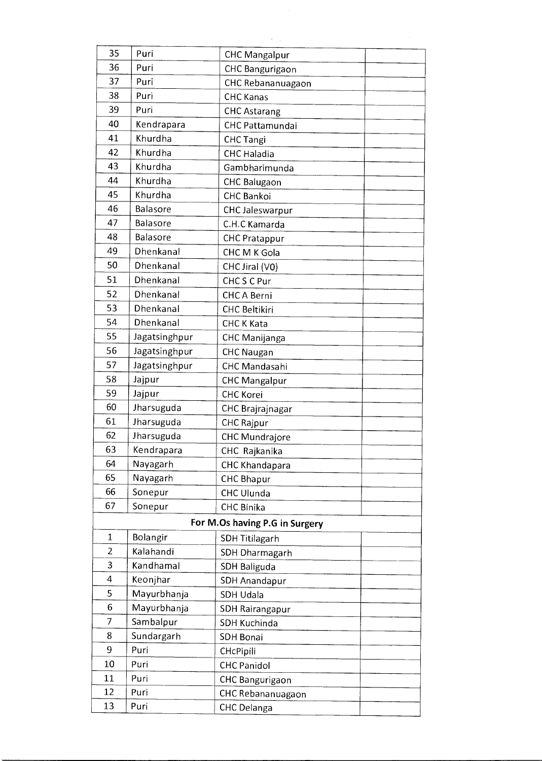| | | | |
|---|---|---|---|
| 35 | Puri | CHC Mangalpur | |
| 36 | Puri | CHC Bangurigaon | |
| 37 | Puri | CHC Rebananuagaon | |
| 38 | Puri | CHC Kanas | |
| 39 | Puri | CHC Astarang | |
| 40 | Kendrapara | CHC Pattamundai | |
| 41 | Khurdha | CHC Tangi | |
| 42 | Khurdha | CHC Haladia | |
| 43 | Khurdha | Gambharimunda | |
| 44 | Khurdha | CHC Balugaon | |
| 45 | Khurdha | CHC Bankoi | |
| 46 | Balasore | CHC Jaleswarpur | |
| 47 | Balasore | C.H.C Kamarda | |
| 48 | Balasore | CHC Pratappur | |
| 49 | Dhenkanal | CHC M K Gola | |
| 50 | Dhenkanal | CHC Jiral (VO) | |
| 51 | Dhenkanal | CHC S C Pur | |
| 52 | Dhenkanal | CHC A Berni | |
| 53 | Dhenkanal | CHC Beltikiri | |
| 54 | Dhenkanal | CHC K Kata | |
| 55 | Jagatsinghpur | CHC Manijanga | |
| 56 | Jagatsinghpur | CHC Naugan | |
| 57 | Jagatsinghpur | CHC Mandasahi | |
| 58 | Jajpur | CHC Mangalpur | |
| 59 | Jajpur | CHC Korei | |
| 60 | Jharsuguda | CHC Brajrajnagar | |
| 61 | Jharsuguda | CHC Rajpur | |
| 62 | Jharsuguda | CHC Mundrajore | |
| 63 | Kendrapara | CHC Rajkanika | |
| 64 | Nayagarh | CHC Khandapara | |
| 65 | Nayagarh | CHC Bhapur | |
| 66 | Sonepur | CHC Ulunda | |
| 67 | Sonepur | CHC Binika | |
| **For M.Os having P.G in Surgery** | | | |
| 1 | Bolangir | SDH Titilagarh | |
| 2 | Kalahandi | SDH Dharmagarh | |
| 3 | Kandhamal | SDH Baliguda | |
| 4 | Keonjhar | SDH Anandapur | |
| 5 | Mayurbhanja | SDH Udala | |
| 6 | Mayurbhanja | SDH Rairangapur | |
| 7 | Sambalpur | SDH Kuchinda | |
| 8 | Sundargarh | SDH Bonai | |
| 9 | Puri | CHcPipili | |
| 10 | Puri | CHC Panidol | |
| 11 | Puri | CHC Bangurigaon | |
| 12 | Puri | CHC Rebananuagaon | |
| 13 | Puri | CHC Delanga | |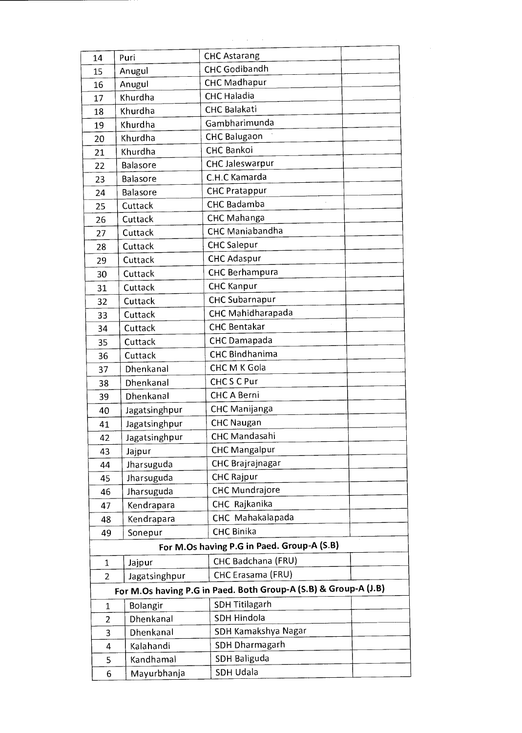| 14 | Puri | CHC Astarang | |
|---|---|---|---|
| 15 | Anugul | CHC Godibandh | |
| 16 | Anugul | CHC Madhapur | |
| 17 | Khurdha | CHC Haladia | |
| 18 | Khurdha | CHC Balakati | |
| 19 | Khurdha | Gambharimunda | |
| 20 | Khurdha | CHC Balugaon | |
| 21 | Khurdha | CHC Bankoi | |
| 22 | Balasore | CHC Jaleswarpur | |
| 23 | Balasore | C.H.C Kamarda | |
| 24 | Balasore | CHC Pratappur | |
| 25 | Cuttack | CHC Badamba | |
| 26 | Cuttack | CHC Mahanga | |
| 27 | Cuttack | CHC Maniabandha | |
| 28 | Cuttack | CHC Salepur | |
| 29 | Cuttack | CHC Adaspur | |
| 30 | Cuttack | CHC Berhampura | |
| 31 | Cuttack | CHC Kanpur | |
| 32 | Cuttack | CHC Subarnapur | |
| 33 | Cuttack | CHC Mahidharapada | |
| 34 | Cuttack | CHC Bentakar | |
| 35 | Cuttack | CHC Damapada | |
| 36 | Cuttack | CHC Bindhanima | |
| 37 | Dhenkanal | CHC M K Gola | |
| 38 | Dhenkanal | CHC S C Pur | |
| 39 | Dhenkanal | CHC A Berni | |
| 40 | Jagatsinghpur | CHC Manijanga | |
| 41 | Jagatsinghpur | CHC Naugan | |
| 42 | Jagatsinghpur | CHC Mandasahi | |
| 43 | Jajpur | CHC Mangalpur | |
| 44 | Jharsuguda | CHC Brajrajnagar | |
| 45 | Jharsuguda | CHC Rajpur | |
| 46 | Jharsuguda | CHC Mundrajore | |
| 47 | Kendrapara | CHC Rajkanika | |
| 48 | Kendrapara | CHC Mahakalapada | |
| 49 | Sonepur | CHC Binika | |
| **For M.Os having P.G in Paed. Group-A (S.B)** | | | |
| 1 | Jajpur | CHC Badchana (FRU) | |
| 2 | Jagatsinghpur | CHC Erasama (FRU) | |
| **For M.Os having P.G in Paed. Both Group-A (S.B) & Group-A (J.B)** | | | |
| 1 | Bolangir | SDH Titilagarh | |
| 2 | Dhenkanal | SDH Hindola | |
| 3 | Dhenkanal | SDH Kamakshya Nagar | |
| 4 | Kalahandi | SDH Dharmagarh | |
| 5 | Kandhamal | SDH Baliguda | |
| 6 | Mayurbhanja | SDH Udala | |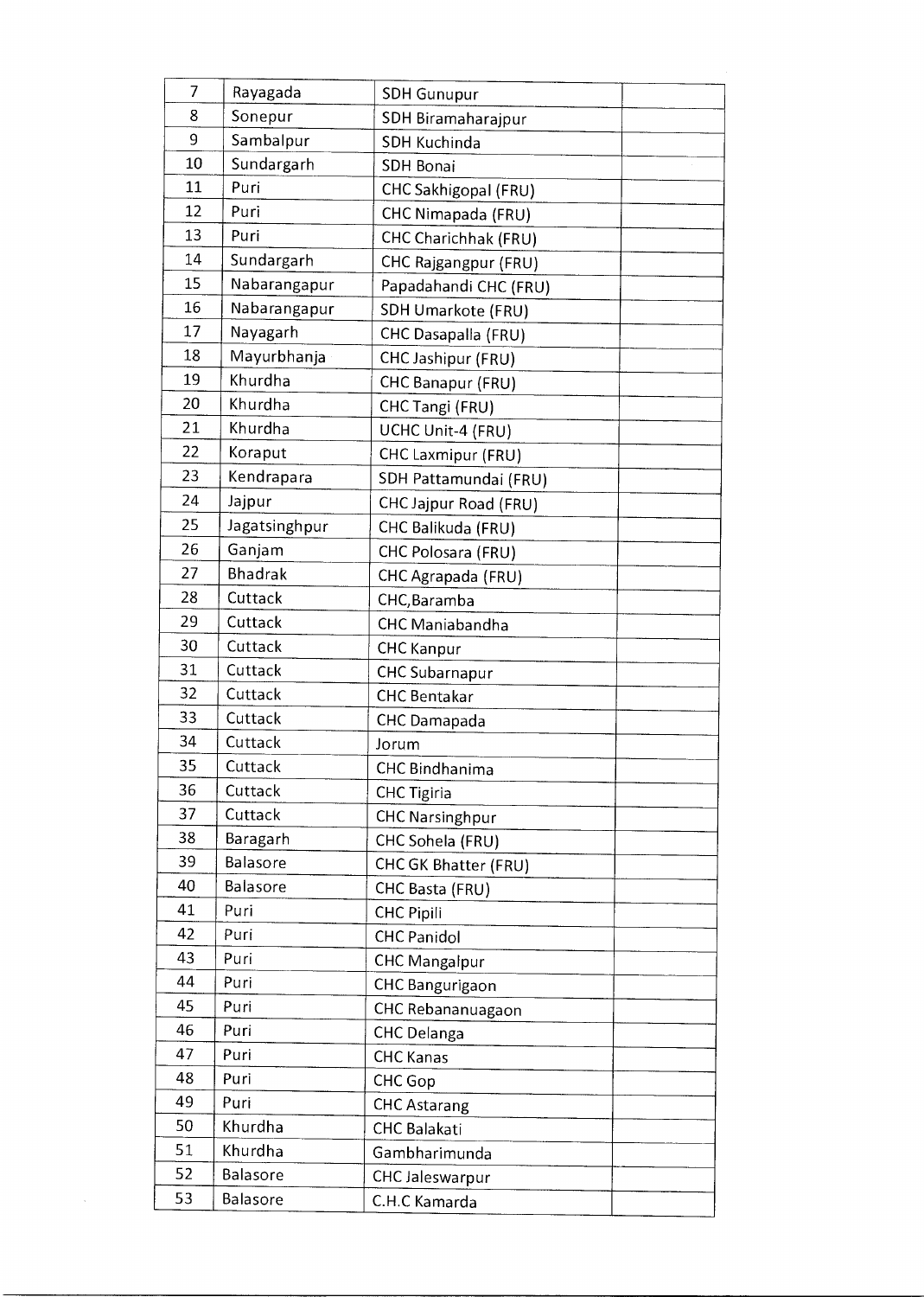| | | | |
|---|---|---|---|
| 7 | Rayagada | SDH Gunupur | |
| 8 | Sonepur | SDH Biramaharajpur | |
| 9 | Sambalpur | SDH Kuchinda | |
| 10 | Sundargarh | SDH Bonai | |
| 11 | Puri | CHC Sakhigopal (FRU) | |
| 12 | Puri | CHC Nimapada (FRU) | |
| 13 | Puri | CHC Charichhak (FRU) | |
| 14 | Sundargarh | CHC Rajgangpur (FRU) | |
| 15 | Nabarangapur | Papadahandi CHC (FRU) | |
| 16 | Nabarangapur | SDH Umarkote (FRU) | |
| 17 | Nayagarh | CHC Dasapalla (FRU) | |
| 18 | Mayurbhanja | CHC Jashipur (FRU) | |
| 19 | Khurdha | CHC Banapur (FRU) | |
| 20 | Khurdha | CHC Tangi (FRU) | |
| 21 | Khurdha | UCHC Unit-4 (FRU) | |
| 22 | Koraput | CHC Laxmipur (FRU) | |
| 23 | Kendrapara | SDH Pattamundai (FRU) | |
| 24 | Jajpur | CHC Jajpur Road (FRU) | |
| 25 | Jagatsinghpur | CHC Balikuda (FRU) | |
| 26 | Ganjam | CHC Polosara (FRU) | |
| 27 | Bhadrak | CHC Agrapada (FRU) | |
| 28 | Cuttack | CHC,Baramba | |
| 29 | Cuttack | CHC Maniabandha | |
| 30 | Cuttack | CHC Kanpur | |
| 31 | Cuttack | CHC Subarnapur | |
| 32 | Cuttack | CHC Bentakar | |
| 33 | Cuttack | CHC Damapada | |
| 34 | Cuttack | Jorum | |
| 35 | Cuttack | CHC Bindhanima | |
| 36 | Cuttack | CHC Tigiria | |
| 37 | Cuttack | CHC Narsinghpur | |
| 38 | Baragarh | CHC Sohela (FRU) | |
| 39 | Balasore | CHC GK Bhatter (FRU) | |
| 40 | Balasore | CHC Basta (FRU) | |
| 41 | Puri | CHC Pipili | |
| 42 | Puri | CHC Panidol | |
| 43 | Puri | CHC Mangalpur | |
| 44 | Puri | CHC Bangurigaon | |
| 45 | Puri | CHC Rebananuagaon | |
| 46 | Puri | CHC Delanga | |
| 47 | Puri | CHC Kanas | |
| 48 | Puri | CHC Gop | |
| 49 | Puri | CHC Astarang | |
| 50 | Khurdha | CHC Balakati | |
| 51 | Khurdha | Gambharimunda | |
| 52 | Balasore | CHC Jaleswarpur | |
| 53 | Balasore | C.H.C Kamarda | |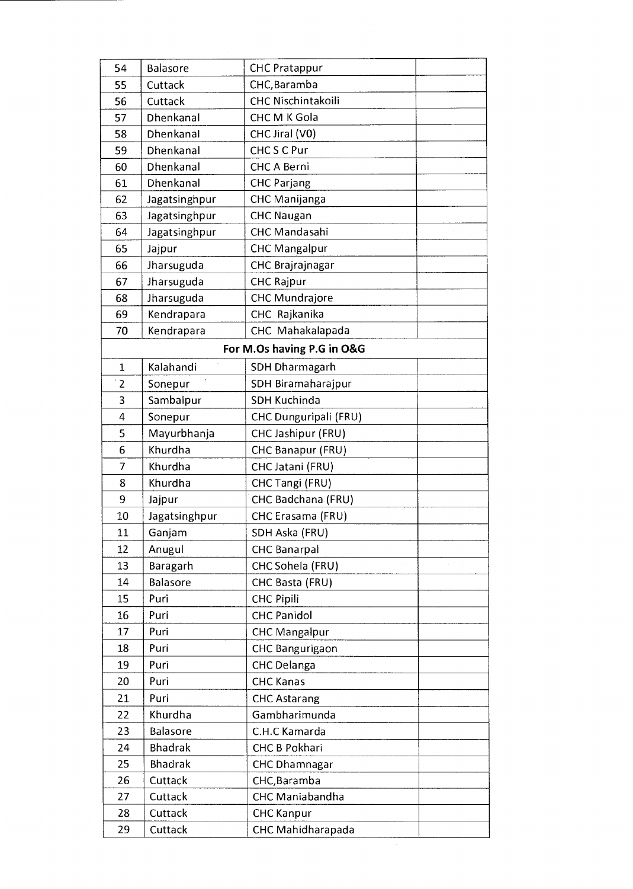| | | | |
|---|---|---|---|
| 54 | Balasore | CHC Pratappur | |
| 55 | Cuttack | CHC,Baramba | |
| 56 | Cuttack | CHC Nischintakoili | |
| 57 | Dhenkanal | CHC M K Gola | |
| 58 | Dhenkanal | CHC Jiral (V0) | |
| 59 | Dhenkanal | CHC S C Pur | |
| 60 | Dhenkanal | CHC A Berni | |
| 61 | Dhenkanal | CHC Parjang | |
| 62 | Jagatsinghpur | CHC Manijanga | |
| 63 | Jagatsinghpur | CHC Naugan | |
| 64 | Jagatsinghpur | CHC Mandasahi | |
| 65 | Jajpur | CHC Mangalpur | |
| 66 | Jharsuguda | CHC Brajrajnagar | |
| 67 | Jharsuguda | CHC Rajpur | |
| 68 | Jharsuguda | CHC Mundrajore | |
| 69 | Kendrapara | CHC Rajkanika | |
| 70 | Kendrapara | CHC Mahakalapada | |
| **For M.Os having P.G in O&G** | | | |
| 1 | Kalahandi | SDH Dharmagarh | |
| 2 | Sonepur | SDH Biramaharajpur | |
| 3 | Sambalpur | SDH Kuchinda | |
| 4 | Sonepur | CHC Dunguripali (FRU) | |
| 5 | Mayurbhanja | CHC Jashipur (FRU) | |
| 6 | Khurdha | CHC Banapur (FRU) | |
| 7 | Khurdha | CHC Jatani (FRU) | |
| 8 | Khurdha | CHC Tangi (FRU) | |
| 9 | Jajpur | CHC Badchana (FRU) | |
| 10 | Jagatsinghpur | CHC Erasama (FRU) | |
| 11 | Ganjam | SDH Aska (FRU) | |
| 12 | Anugul | CHC Banarpal | |
| 13 | Baragarh | CHC Sohela (FRU) | |
| 14 | Balasore | CHC Basta (FRU) | |
| 15 | Puri | CHC Pipili | |
| 16 | Puri | CHC Panidol | |
| 17 | Puri | CHC Mangalpur | |
| 18 | Puri | CHC Bangurigaon | |
| 19 | Puri | CHC Delanga | |
| 20 | Puri | CHC Kanas | |
| 21 | Puri | CHC Astarang | |
| 22 | Khurdha | Gambharimunda | |
| 23 | Balasore | C.H.C Kamarda | |
| 24 | Bhadrak | CHC B Pokhari | |
| 25 | Bhadrak | CHC Dhamnagar | |
| 26 | Cuttack | CHC,Baramba | |
| 27 | Cuttack | CHC Maniabandha | |
| 28 | Cuttack | CHC Kanpur | |
| 29 | Cuttack | CHC Mahidharapada | |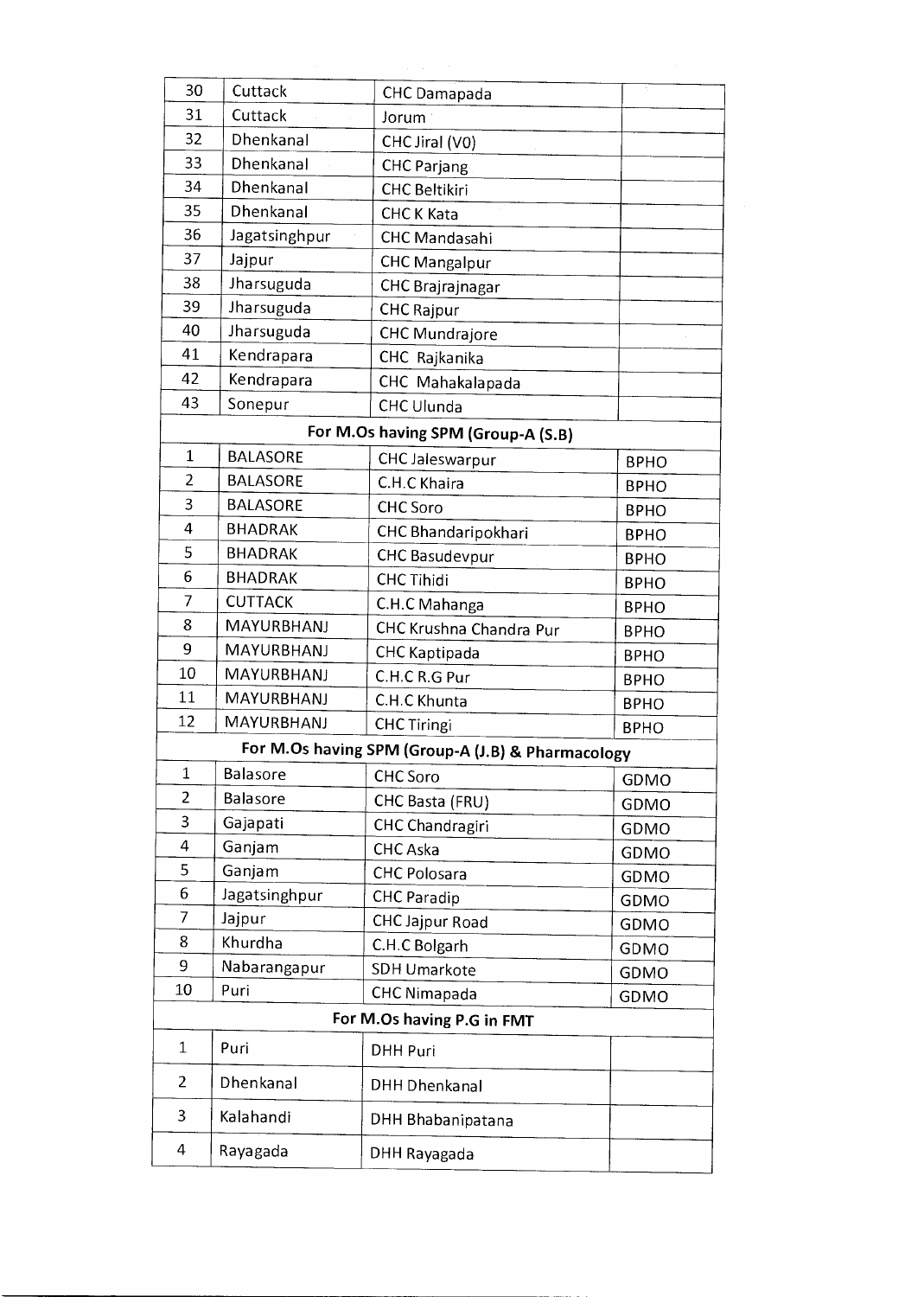| | | | |
|---|---|---|---|
| 30 | Cuttack | CHC Damapada | |
| 31 | Cuttack | Jorum | |
| 32 | Dhenkanal | CHC Jiral (VO) | |
| 33 | Dhenkanal | CHC Parjang | |
| 34 | Dhenkanal | CHC Beltikiri | |
| 35 | Dhenkanal | CHC K Kata | |
| 36 | Jagatsinghpur | CHC Mandasahi | |
| 37 | Jajpur | CHC Mangalpur | |
| 38 | Jharsuguda | CHC Brajrajnagar | |
| 39 | Jharsuguda | CHC Rajpur | |
| 40 | Jharsuguda | CHC Mundrajore | |
| 41 | Kendrapara | CHC Rajkanika | |
| 42 | Kendrapara | CHC Mahakalapada | |
| 43 | Sonepur | CHC Ulunda | |
| **For M.Os having SPM (Group-A (S.B)** | | | |
| 1 | BALASORE | CHC Jaleswarpur | BPHO |
| 2 | BALASORE | C.H.C Khaira | BPHO |
| 3 | BALASORE | CHC Soro | BPHO |
| 4 | BHADRAK | CHC Bhandaripokhari | BPHO |
| 5 | BHADRAK | CHC Basudevpur | BPHO |
| 6 | BHADRAK | CHC Tihidi | BPHO |
| 7 | CUTTACK | C.H.C Mahanga | BPHO |
| 8 | MAYURBHANJ | CHC Krushna Chandra Pur | BPHO |
| 9 | MAYURBHANJ | CHC Kaptipada | BPHO |
| 10 | MAYURBHANJ | C.H.C R.G Pur | BPHO |
| 11 | MAYURBHANJ | C.H.C Khunta | BPHO |
| 12 | MAYURBHANJ | CHC Tiringi | BPHO |
| **For M.Os having SPM (Group-A (J.B) & Pharmacology** | | | |
| 1 | Balasore | CHC Soro | GDMO |
| 2 | Balasore | CHC Basta (FRU) | GDMO |
| 3 | Gajapati | CHC Chandragiri | GDMO |
| 4 | Ganjam | CHC Aska | GDMO |
| 5 | Ganjam | CHC Polosara | GDMO |
| 6 | Jagatsinghpur | CHC Paradip | GDMO |
| 7 | Jajpur | CHC Jajpur Road | GDMO |
| 8 | Khurdha | C.H.C Bolgarh | GDMO |
| 9 | Nabarangapur | SDH Umarkote | GDMO |
| 10 | Puri | CHC Nimapada | GDMO |
| **For M.Os having P.G in FMT** | | | |
| 1 | Puri | DHH Puri | |
| 2 | Dhenkanal | DHH Dhenkanal | |
| 3 | Kalahandi | DHH Bhabanipatana | |
| 4 | Rayagada | DHH Rayagada | |